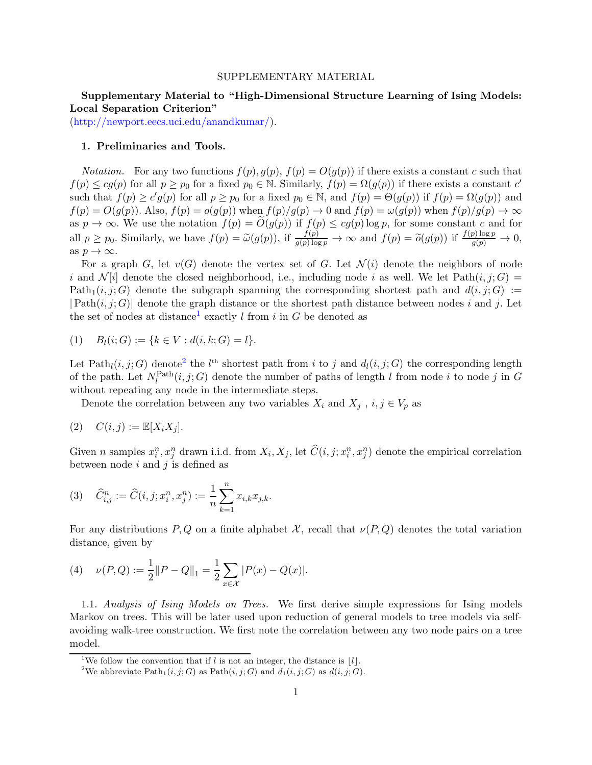SUPPLEMENTARY MATERIAL

**Supplementary Material to "High-Dimensional Structure Learning of Ising Models: Local Separation Criterion"**
(http://newport.eecs.uci.edu/anandkumar/).

## 1. Preliminaries and Tools.

*Notation.* For any two functions $f(p), g(p)$, $f(p) = O(g(p))$ if there exists a constant $c$ such that $f(p) \leq cg(p)$ for all $p \geq p_0$ for a fixed $p_0 \in \mathbb{N}$. Similarly, $f(p) = \Omega(g(p))$ if there exists a constant $c'$ such that $f(p) \geq c'g(p)$ for all $p \geq p_0$ for a fixed $p_0 \in \mathbb{N}$, and $f(p) = \Theta(g(p))$ if $f(p) = \Omega(g(p))$ and $f(p) = O(g(p))$. Also, $f(p) = o(g(p))$ when $f(p)/g(p) \to 0$ and $f(p) = \omega(g(p))$ when $f(p)/g(p) \to \infty$ as $p \to \infty$. We use the notation $f(p) = \widetilde{O}(g(p))$ if $f(p) \leq cg(p) \log p$, for some constant $c$ and for all $p \geq p_0$. Similarly, we have $f(p) = \widetilde{\omega}(g(p))$, if $\frac{f(p)}{g(p)\log p} \to \infty$ and $f(p) = \widetilde{o}(g(p))$ if $\frac{f(p)\log p}{g(p)} \to 0$, as $p \to \infty$.

For a graph $G$, let $v(G)$ denote the vertex set of $G$. Let $\mathcal{N}(i)$ denote the neighbors of node $i$ and $\mathcal{N}[i]$ denote the closed neighborhood, i.e., including node $i$ as well. We let $\text{Path}(i, j; G) = \text{Path}_1(i, j; G)$ denote the subgraph spanning the corresponding shortest path and $d(i, j; G) := |\text{Path}(i, j; G)|$ denote the graph distance or the shortest path distance between nodes $i$ and $j$. Let the set of nodes at distance[1] exactly $l$ from $i$ in $G$ be denoted as

$$(1) \quad B_l(i; G) := \{k \in V : d(i, k; G) = l\}.$$

Let $\text{Path}_l(i, j; G)$ denote[2] the $l^{\text{th}}$ shortest path from $i$ to $j$ and $d_l(i, j; G)$ the corresponding length of the path. Let $N_l^{\text{Path}}(i, j; G)$ denote the number of paths of length $l$ from node $i$ to node $j$ in $G$ without repeating any node in the intermediate steps.

Denote the correlation between any two variables $X_i$ and $X_j$ , $i, j \in V_p$ as

$$(2) \quad C(i, j) := \mathbb{E}[X_i X_j].$$

Given $n$ samples $x_i^n, x_j^n$ drawn i.i.d. from $X_i, X_j$, let $\widehat{C}(i, j; x_i^n, x_j^n)$ denote the empirical correlation between node $i$ and $j$ is defined as

$$(3) \quad \widehat{C}_{i,j}^n := \widehat{C}(i, j; x_i^n, x_j^n) := \frac{1}{n}\sum_{k=1}^{n} x_{i,k} x_{j,k}.$$

For any distributions $P, Q$ on a finite alphabet $\mathcal{X}$, recall that $\nu(P, Q)$ denotes the total variation distance, given by

$$(4) \quad \nu(P, Q) := \frac{1}{2}\|P - Q\|_1 = \frac{1}{2}\sum_{x \in \mathcal{X}} |P(x) - Q(x)|.$$

1.1. *Analysis of Ising Models on Trees.* We first derive simple expressions for Ising models Markov on trees. This will be later used upon reduction of general models to tree models via self-avoiding walk-tree construction. We first note the correlation between any two node pairs on a tree model.

[1] We follow the convention that if $l$ is not an integer, the distance is $\lfloor l \rfloor$.

[2] We abbreviate $\text{Path}_1(i, j; G)$ as $\text{Path}(i, j; G)$ and $d_1(i, j; G)$ as $d(i, j; G)$.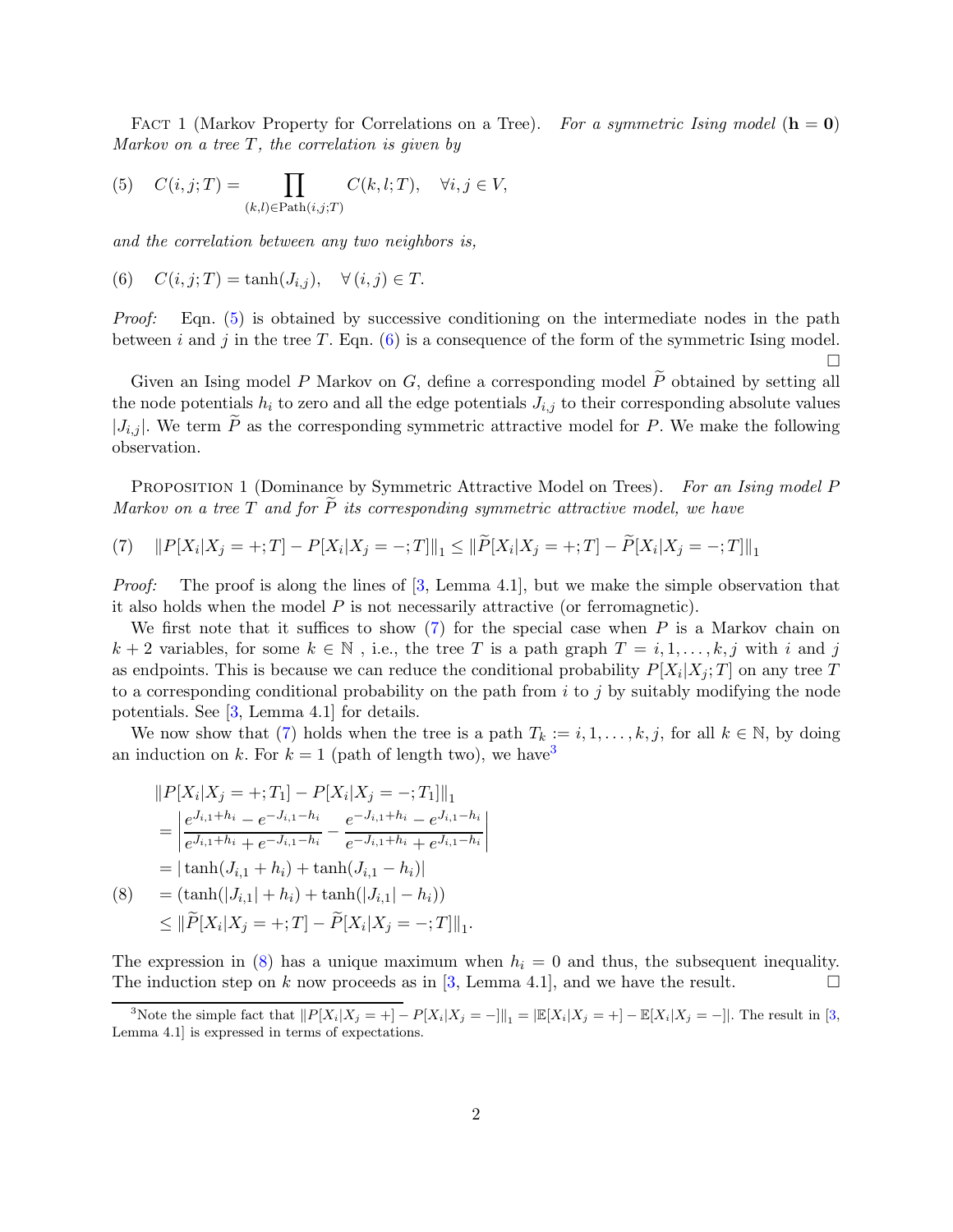FACT 1 (Markov Property for Correlations on a Tree). *For a symmetric Ising model* ($\mathbf{h} = \mathbf{0}$) *Markov on a tree $T$, the correlation is given by*

$$C(i,j;T) = \prod_{(k,l)\in \text{Path}(i,j;T)} C(k,l;T), \quad \forall i,j \in V, \tag{5}$$

*and the correlation between any two neighbors is,*

$$C(i,j;T) = \tanh(J_{i,j}), \quad \forall\, (i,j) \in T. \tag{6}$$

*Proof:* Eqn. (5) is obtained by successive conditioning on the intermediate nodes in the path between $i$ and $j$ in the tree $T$. Eqn. (6) is a consequence of the form of the symmetric Ising model. □

Given an Ising model $P$ Markov on $G$, define a corresponding model $\widetilde{P}$ obtained by setting all the node potentials $h_i$ to zero and all the edge potentials $J_{i,j}$ to their corresponding absolute values $|J_{i,j}|$. We term $\widetilde{P}$ as the corresponding symmetric attractive model for $P$. We make the following observation.

PROPOSITION 1 (Dominance by Symmetric Attractive Model on Trees). *For an Ising model $P$ Markov on a tree $T$ and for $\widetilde{P}$ its corresponding symmetric attractive model, we have*

$$\|P[X_i|X_j = +; T] - P[X_i|X_j = -; T]\|_1 \leq \|\widetilde{P}[X_i|X_j = +; T] - \widetilde{P}[X_i|X_j = -; T]\|_1 \tag{7}$$

*Proof:* The proof is along the lines of [3, Lemma 4.1], but we make the simple observation that it also holds when the model $P$ is not necessarily attractive (or ferromagnetic).

We first note that it suffices to show (7) for the special case when $P$ is a Markov chain on $k+2$ variables, for some $k \in \mathbb{N}$ , i.e., the tree $T$ is a path graph $T = i, 1, \ldots, k, j$ with $i$ and $j$ as endpoints. This is because we can reduce the conditional probability $P[X_i|X_j; T]$ on any tree $T$ to a corresponding conditional probability on the path from $i$ to $j$ by suitably modifying the node potentials. See [3, Lemma 4.1] for details.

We now show that (7) holds when the tree is a path $T_k := i, 1, \ldots, k, j$, for all $k \in \mathbb{N}$, by doing an induction on $k$. For $k = 1$ (path of length two), we have[3]

$$\begin{aligned}
&\|P[X_i|X_j = +; T_1] - P[X_i|X_j = -; T_1]\|_1 \\
&= \left| \frac{e^{J_{i,1}+h_i} - e^{-J_{i,1}-h_i}}{e^{J_{i,1}+h_i} + e^{-J_{i,1}-h_i}} - \frac{e^{-J_{i,1}+h_i} - e^{J_{i,1}-h_i}}{e^{-J_{i,1}+h_i} + e^{J_{i,1}-h_i}} \right| \\
&= |\tanh(J_{i,1} + h_i) + \tanh(J_{i,1} - h_i)| \\
&= (\tanh(|J_{i,1}| + h_i) + \tanh(|J_{i,1}| - h_i)) \qquad (8) \\
&\leq \|\widetilde{P}[X_i|X_j = +; T] - \widetilde{P}[X_i|X_j = -; T]\|_1.
\end{aligned}$$

The expression in (8) has a unique maximum when $h_i = 0$ and thus, the subsequent inequality. The induction step on $k$ now proceeds as in [3, Lemma 4.1], and we have the result. □

[3]Note the simple fact that $\|P[X_i|X_j = +] - P[X_i|X_j = -]\|_1 = |\mathbb{E}[X_i|X_j = +] - \mathbb{E}[X_i|X_j = -]|$. The result in [3, Lemma 4.1] is expressed in terms of expectations.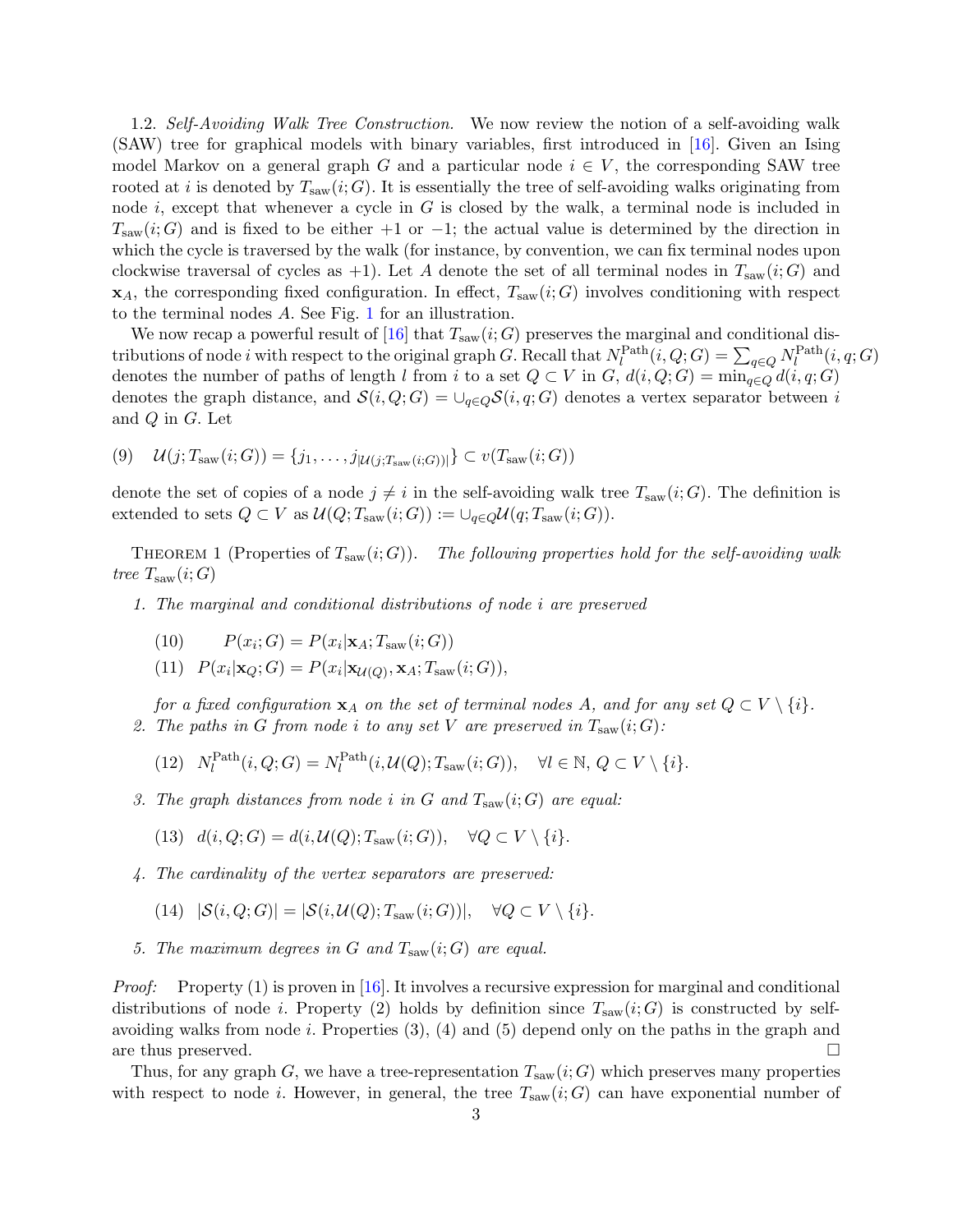1.2. *Self-Avoiding Walk Tree Construction.* We now review the notion of a self-avoiding walk (SAW) tree for graphical models with binary variables, first introduced in [16]. Given an Ising model Markov on a general graph $G$ and a particular node $i \in V$, the corresponding SAW tree rooted at $i$ is denoted by $T_{\rm saw}(i;G)$. It is essentially the tree of self-avoiding walks originating from node $i$, except that whenever a cycle in $G$ is closed by the walk, a terminal node is included in $T_{\rm saw}(i;G)$ and is fixed to be either $+1$ or $-1$; the actual value is determined by the direction in which the cycle is traversed by the walk (for instance, by convention, we can fix terminal nodes upon clockwise traversal of cycles as $+1$). Let $A$ denote the set of all terminal nodes in $T_{\rm saw}(i;G)$ and $\mathbf{x}_A$, the corresponding fixed configuration. In effect, $T_{\rm saw}(i;G)$ involves conditioning with respect to the terminal nodes $A$. See Fig. 1 for an illustration.

We now recap a powerful result of [16] that $T_{\rm saw}(i;G)$ preserves the marginal and conditional distributions of node $i$ with respect to the original graph $G$. Recall that $N_l^{\rm Path}(i,Q;G) = \sum_{q\in Q} N_l^{\rm Path}(i,q;G)$ denotes the number of paths of length $l$ from $i$ to a set $Q \subset V$ in $G$, $d(i,Q;G) = \min_{q\in Q} d(i,q;G)$ denotes the graph distance, and $\mathcal{S}(i,Q;G) = \cup_{q\in Q}\mathcal{S}(i,q;G)$ denotes a vertex separator between $i$ and $Q$ in $G$. Let

$$\mathcal{U}(j;T_{\rm saw}(i;G)) = \{j_1,\ldots,j_{|\mathcal{U}(j;T_{\rm saw}(i;G))|}\} \subset v(T_{\rm saw}(i;G)) \tag{9}$$

denote the set of copies of a node $j \neq i$ in the self-avoiding walk tree $T_{\rm saw}(i;G)$. The definition is extended to sets $Q \subset V$ as $\mathcal{U}(Q;T_{\rm saw}(i;G)) := \cup_{q\in Q}\mathcal{U}(q;T_{\rm saw}(i;G))$.

THEOREM 1 (Properties of $T_{\rm saw}(i;G)$). *The following properties hold for the self-avoiding walk tree $T_{\rm saw}(i;G)$*

1. *The marginal and conditional distributions of node $i$ are preserved*

$$P(x_i;G) = P(x_i|\mathbf{x}_A;T_{\rm saw}(i;G)) \tag{10}$$

$$P(x_i|\mathbf{x}_Q;G) = P(x_i|\mathbf{x}_{\mathcal{U}(Q)},\mathbf{x}_A;T_{\rm saw}(i;G)), \tag{11}$$

   *for a fixed configuration $\mathbf{x}_A$ on the set of terminal nodes $A$, and for any set $Q \subset V\setminus\{i\}$.*

2. *The paths in $G$ from node $i$ to any set $V$ are preserved in $T_{\rm saw}(i;G)$:*

$$N_l^{\rm Path}(i,Q;G) = N_l^{\rm Path}(i,\mathcal{U}(Q);T_{\rm saw}(i;G)), \quad \forall l\in\mathbb{N},\ Q\subset V\setminus\{i\}. \tag{12}$$

3. *The graph distances from node $i$ in $G$ and $T_{\rm saw}(i;G)$ are equal:*

$$d(i,Q;G) = d(i,\mathcal{U}(Q);T_{\rm saw}(i;G)), \quad \forall Q\subset V\setminus\{i\}. \tag{13}$$

4. *The cardinality of the vertex separators are preserved:*

$$|\mathcal{S}(i,Q;G)| = |\mathcal{S}(i,\mathcal{U}(Q);T_{\rm saw}(i;G))|, \quad \forall Q\subset V\setminus\{i\}. \tag{14}$$

5. *The maximum degrees in $G$ and $T_{\rm saw}(i;G)$ are equal.*

*Proof:* Property (1) is proven in [16]. It involves a recursive expression for marginal and conditional distributions of node $i$. Property (2) holds by definition since $T_{\rm saw}(i;G)$ is constructed by self-avoiding walks from node $i$. Properties (3), (4) and (5) depend only on the paths in the graph and are thus preserved. □

Thus, for any graph $G$, we have a tree-representation $T_{\rm saw}(i;G)$ which preserves many properties with respect to node $i$. However, in general, the tree $T_{\rm saw}(i;G)$ can have exponential number of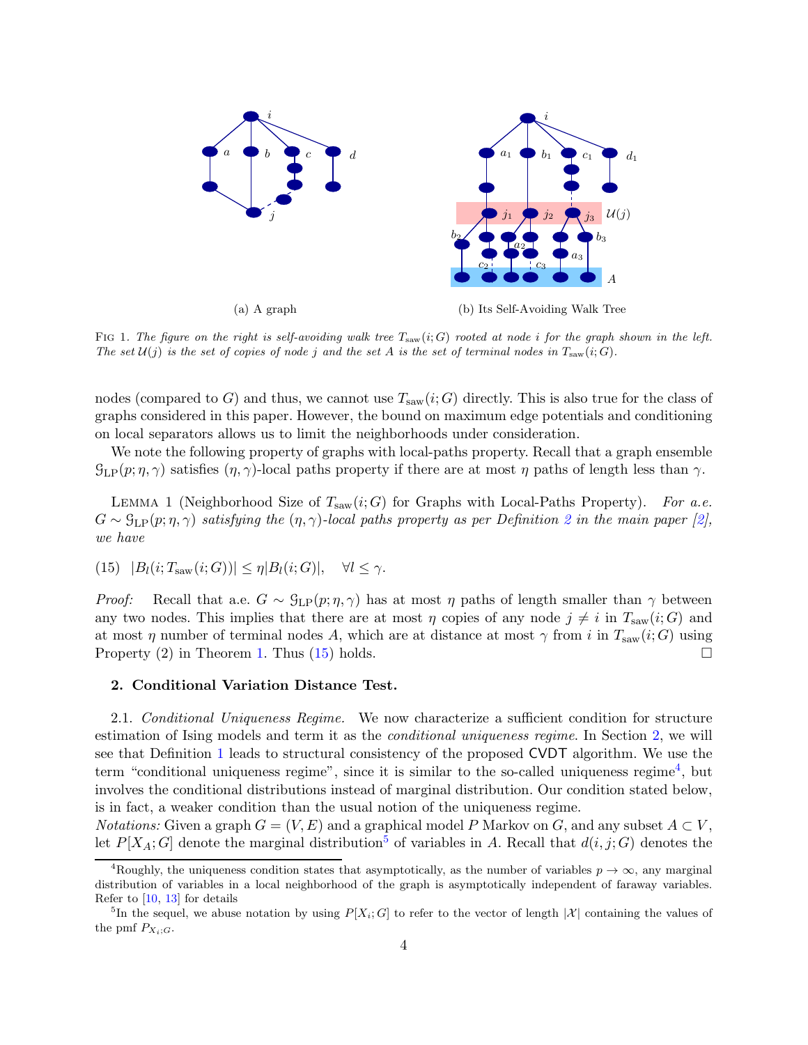(a) A graph

(b) Its Self-Avoiding Walk Tree

Fig 1. *The figure on the right is self-avoiding walk tree $T_{\rm saw}(i;G)$ rooted at node $i$ for the graph shown in the left. The set $\mathcal{U}(j)$ is the set of copies of node $j$ and the set $A$ is the set of terminal nodes in $T_{\rm saw}(i;G)$.*

nodes (compared to $G$) and thus, we cannot use $T_{\rm saw}(i;G)$ directly. This is also true for the class of graphs considered in this paper. However, the bound on maximum edge potentials and conditioning on local separators allows us to limit the neighborhoods under consideration.

We note the following property of graphs with local-paths property. Recall that a graph ensemble $\mathcal{G}_{\rm LP}(p;\eta,\gamma)$ satisfies $(\eta,\gamma)$-local paths property if there are at most $\eta$ paths of length less than $\gamma$.

Lemma 1 (Neighborhood Size of $T_{\rm saw}(i;G)$ for Graphs with Local-Paths Property). *For a.e. $G \sim \mathcal{G}_{\rm LP}(p;\eta,\gamma)$ satisfying the $(\eta,\gamma)$-local paths property as per Definition 2 in the main paper [2], we have*

$$|B_l(i;T_{\rm saw}(i;G))| \le \eta |B_l(i;G)|, \quad \forall l \le \gamma. \tag{15}$$

*Proof:* Recall that a.e. $G \sim \mathcal{G}_{\rm LP}(p;\eta,\gamma)$ has at most $\eta$ paths of length smaller than $\gamma$ between any two nodes. This implies that there are at most $\eta$ copies of any node $j \neq i$ in $T_{\rm saw}(i;G)$ and at most $\eta$ number of terminal nodes $A$, which are at distance at most $\gamma$ from $i$ in $T_{\rm saw}(i;G)$ using Property (2) in Theorem 1. Thus (15) holds. □

## 2. Conditional Variation Distance Test.

2.1. *Conditional Uniqueness Regime.* We now characterize a sufficient condition for structure estimation of Ising models and term it as the *conditional uniqueness regime*. In Section 2, we will see that Definition 1 leads to structural consistency of the proposed CVDT algorithm. We use the term "conditional uniqueness regime", since it is similar to the so-called uniqueness regime[4], but involves the conditional distributions instead of marginal distribution. Our condition stated below, is in fact, a weaker condition than the usual notion of the uniqueness regime.

*Notations:* Given a graph $G = (V,E)$ and a graphical model $P$ Markov on $G$, and any subset $A \subset V$, let $P[X_A;G]$ denote the marginal distribution[5] of variables in $A$. Recall that $d(i,j;G)$ denotes the

[4] Roughly, the uniqueness condition states that asymptotically, as the number of variables $p \to \infty$, any marginal distribution of variables in a local neighborhood of the graph is asymptotically independent of faraway variables. Refer to [10, 13] for details

[5] In the sequel, we abuse notation by using $P[X_i;G]$ to refer to the vector of length $|\mathcal{X}|$ containing the values of the pmf $P_{X_i;G}$.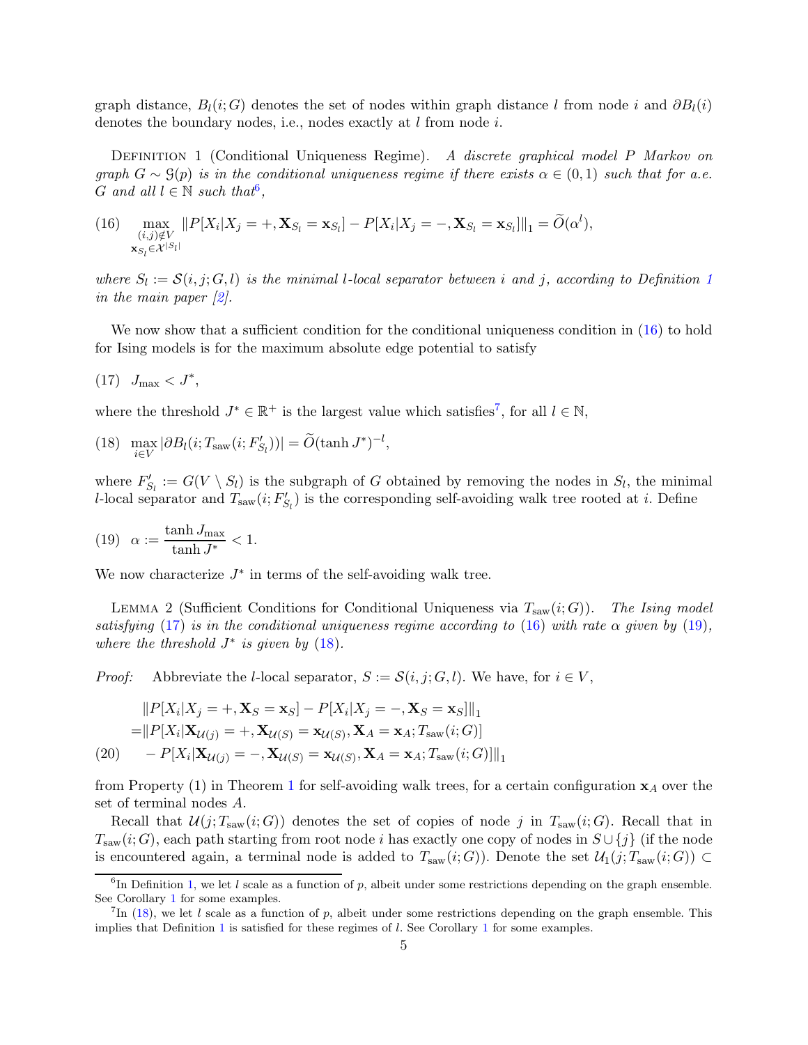graph distance, $B_l(i;G)$ denotes the set of nodes within graph distance $l$ from node $i$ and $\partial B_l(i)$ denotes the boundary nodes, i.e., nodes exactly at $l$ from node $i$.

Definition 1 (Conditional Uniqueness Regime). *A discrete graphical model $P$ Markov on graph $G \sim \mathcal{G}(p)$ is in the conditional uniqueness regime if there exists $\alpha \in (0,1)$ such that for a.e. $G$ and all $l \in \mathbb{N}$ such that*[6]*,*

$$\max_{\substack{(i,j)\notin V \\ \mathbf{x}_{S_l}\in\mathcal{X}^{|S_l|}}} \|P[X_i|X_j=+,\mathbf{X}_{S_l}=\mathbf{x}_{S_l}] - P[X_i|X_j=-,\mathbf{X}_{S_l}=\mathbf{x}_{S_l}]\|_1 = \widetilde{O}(\alpha^l), \tag{16}$$

*where $S_l := \mathcal{S}(i,j;G,l)$ is the minimal $l$-local separator between $i$ and $j$, according to Definition 1 in the main paper [2].*

We now show that a sufficient condition for the conditional uniqueness condition in (16) to hold for Ising models is for the maximum absolute edge potential to satisfy

$$J_{\max} < J^*, \tag{17}$$

where the threshold $J^* \in \mathbb{R}^+$ is the largest value which satisfies[7], for all $l \in \mathbb{N}$,

$$\max_{i\in V} |\partial B_l(i; T_{\mathrm{saw}}(i; F'_{S_l}))| = \widetilde{O}(\tanh J^*)^{-l}, \tag{18}$$

where $F'_{S_l} := G(V \setminus S_l)$ is the subgraph of $G$ obtained by removing the nodes in $S_l$, the minimal $l$-local separator and $T_{\mathrm{saw}}(i;F'_{S_l})$ is the corresponding self-avoiding walk tree rooted at $i$. Define

$$\alpha := \frac{\tanh J_{\max}}{\tanh J^*} < 1. \tag{19}$$

We now characterize $J^*$ in terms of the self-avoiding walk tree.

Lemma 2 (Sufficient Conditions for Conditional Uniqueness via $T_{\mathrm{saw}}(i;G)$). *The Ising model satisfying (17) is in the conditional uniqueness regime according to (16) with rate $\alpha$ given by (19), where the threshold $J^*$ is given by (18).*

*Proof:* Abbreviate the $l$-local separator, $S := \mathcal{S}(i,j;G,l)$. We have, for $i \in V$,

$$\begin{aligned}
&\|P[X_i|X_j=+,\mathbf{X}_S=\mathbf{x}_S] - P[X_i|X_j=-,\mathbf{X}_S=\mathbf{x}_S]\|_1 \\
=&\|P[X_i|\mathbf{X}_{\mathcal{U}(j)}=+,\mathbf{X}_{\mathcal{U}(S)}=\mathbf{x}_{\mathcal{U}(S)},\mathbf{X}_A=\mathbf{x}_A;T_{\mathrm{saw}}(i;G)] \\
&-P[X_i|\mathbf{X}_{\mathcal{U}(j)}=-,\mathbf{X}_{\mathcal{U}(S)}=\mathbf{x}_{\mathcal{U}(S)},\mathbf{X}_A=\mathbf{x}_A;T_{\mathrm{saw}}(i;G)]\|_1
\end{aligned} \tag{20}$$

from Property (1) in Theorem 1 for self-avoiding walk trees, for a certain configuration $\mathbf{x}_A$ over the set of terminal nodes $A$.

Recall that $\mathcal{U}(j;T_{\mathrm{saw}}(i;G))$ denotes the set of copies of node $j$ in $T_{\mathrm{saw}}(i;G)$. Recall that in $T_{\mathrm{saw}}(i;G)$, each path starting from root node $i$ has exactly one copy of nodes in $S\cup\{j\}$ (if the node is encountered again, a terminal node is added to $T_{\mathrm{saw}}(i;G)$). Denote the set $\mathcal{U}_1(j;T_{\mathrm{saw}}(i;G)) \subset$

[6] In Definition 1, we let $l$ scale as a function of $p$, albeit under some restrictions depending on the graph ensemble. See Corollary 1 for some examples.

[7] In (18), we let $l$ scale as a function of $p$, albeit under some restrictions depending on the graph ensemble. This implies that Definition 1 is satisfied for these regimes of $l$. See Corollary 1 for some examples.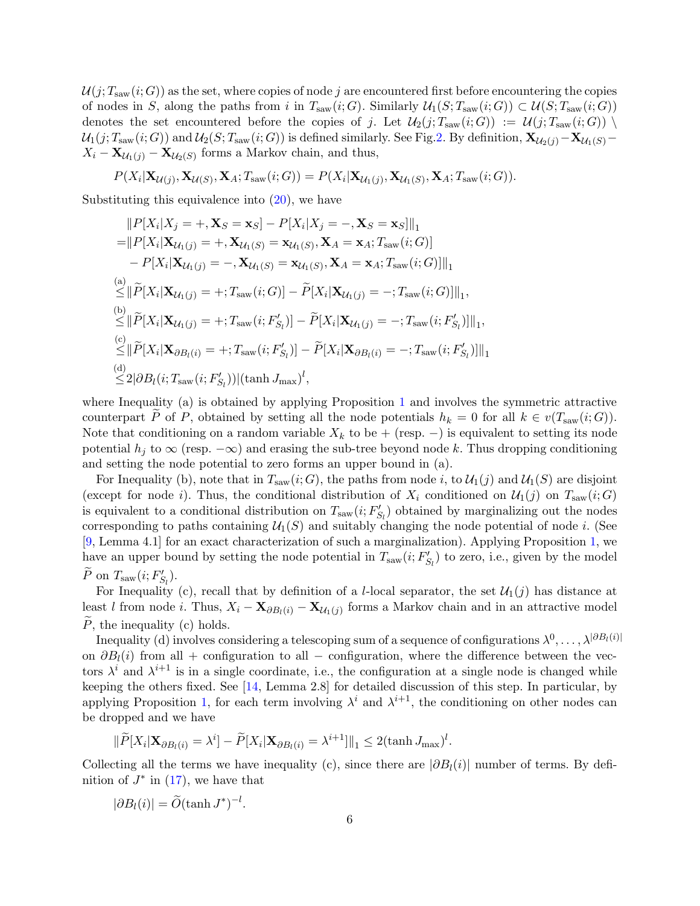$\mathcal{U}(j; T_{\text{saw}}(i;G))$ as the set, where copies of node $j$ are encountered first before encountering the copies of nodes in $S$, along the paths from $i$ in $T_{\text{saw}}(i;G)$. Similarly $\mathcal{U}_1(S; T_{\text{saw}}(i;G)) \subset \mathcal{U}(S; T_{\text{saw}}(i;G))$ denotes the set encountered before the copies of $j$. Let $\mathcal{U}_2(j; T_{\text{saw}}(i;G)) := \mathcal{U}(j; T_{\text{saw}}(i;G)) \setminus \mathcal{U}_1(j; T_{\text{saw}}(i;G))$ and $\mathcal{U}_2(S; T_{\text{saw}}(i;G))$ is defined similarly. See Fig.2. By definition, $\mathbf{X}_{\mathcal{U}_2(j)} - \mathbf{X}_{\mathcal{U}_1(S)} - X_i - \mathbf{X}_{\mathcal{U}_1(j)} - \mathbf{X}_{\mathcal{U}_2(S)}$ forms a Markov chain, and thus,

$$P(X_i|\mathbf{X}_{\mathcal{U}(j)}, \mathbf{X}_{\mathcal{U}(S)}, \mathbf{X}_A; T_{\text{saw}}(i;G)) = P(X_i|\mathbf{X}_{\mathcal{U}_1(j)}, \mathbf{X}_{\mathcal{U}_1(S)}, \mathbf{X}_A; T_{\text{saw}}(i;G)).$$

Substituting this equivalence into (20), we have

$$\begin{aligned}
&\|P[X_i|X_j = +, \mathbf{X}_S = \mathbf{x}_S] - P[X_i|X_j = -, \mathbf{X}_S = \mathbf{x}_S]\|_1 \\
=&\|P[X_i|\mathbf{X}_{\mathcal{U}_1(j)} = +, \mathbf{X}_{\mathcal{U}_1(S)} = \mathbf{x}_{\mathcal{U}_1(S)}, \mathbf{X}_A = \mathbf{x}_A; T_{\text{saw}}(i;G)] \\
&- P[X_i|\mathbf{X}_{\mathcal{U}_1(j)} = -, \mathbf{X}_{\mathcal{U}_1(S)} = \mathbf{x}_{\mathcal{U}_1(S)}, \mathbf{X}_A = \mathbf{x}_A; T_{\text{saw}}(i;G)]\|_1 \\
\overset{(a)}{\leq}&\|\widetilde{P}[X_i|\mathbf{X}_{\mathcal{U}_1(j)} = +; T_{\text{saw}}(i;G)] - \widetilde{P}[X_i|\mathbf{X}_{\mathcal{U}_1(j)} = -; T_{\text{saw}}(i;G)]\|_1, \\
\overset{(b)}{\leq}&\|\widetilde{P}[X_i|\mathbf{X}_{\mathcal{U}_1(j)} = +; T_{\text{saw}}(i;F'_{S_l})] - \widetilde{P}[X_i|\mathbf{X}_{\mathcal{U}_1(j)} = -; T_{\text{saw}}(i;F'_{S_l})]\|_1, \\
\overset{(c)}{\leq}&\|\widetilde{P}[X_i|\mathbf{X}_{\partial B_l(i)} = +; T_{\text{saw}}(i;F'_{S_l})] - \widetilde{P}[X_i|\mathbf{X}_{\partial B_l(i)} = -; T_{\text{saw}}(i;F'_{S_l})]\|_1 \\
\overset{(d)}{\leq}&2|\partial B_l(i; T_{\text{saw}}(i;F'_{S_l}))|(\tanh J_{\max})^l,
\end{aligned}$$

where Inequality (a) is obtained by applying Proposition 1 and involves the symmetric attractive counterpart $\widetilde{P}$ of $P$, obtained by setting all the node potentials $h_k = 0$ for all $k \in v(T_{\text{saw}}(i;G))$. Note that conditioning on a random variable $X_k$ to be $+$ (resp. $-$) is equivalent to setting its node potential $h_j$ to $\infty$ (resp. $-\infty$) and erasing the sub-tree beyond node $k$. Thus dropping conditioning and setting the node potential to zero forms an upper bound in (a).

For Inequality (b), note that in $T_{\text{saw}}(i;G)$, the paths from node $i$, to $\mathcal{U}_1(j)$ and $\mathcal{U}_1(S)$ are disjoint (except for node $i$). Thus, the conditional distribution of $X_i$ conditioned on $\mathcal{U}_1(j)$ on $T_{\text{saw}}(i;G)$ is equivalent to a conditional distribution on $T_{\text{saw}}(i;F'_{S_l})$ obtained by marginalizing out the nodes corresponding to paths containing $\mathcal{U}_1(S)$ and suitably changing the node potential of node $i$. (See [9, Lemma 4.1] for an exact characterization of such a marginalization). Applying Proposition 1, we have an upper bound by setting the node potential in $T_{\text{saw}}(i;F'_{S_l})$ to zero, i.e., given by the model $\widetilde{P}$ on $T_{\text{saw}}(i;F'_{S_l})$.

For Inequality (c), recall that by definition of a $l$-local separator, the set $\mathcal{U}_1(j)$ has distance at least $l$ from node $i$. Thus, $X_i - \mathbf{X}_{\partial B_l(i)} - \mathbf{X}_{\mathcal{U}_1(j)}$ forms a Markov chain and in an attractive model $\widetilde{P}$, the inequality (c) holds.

Inequality (d) involves considering a telescoping sum of a sequence of configurations $\lambda^0, \ldots, \lambda^{|\partial B_l(i)|}$ on $\partial B_l(i)$ from all $+$ configuration to all $-$ configuration, where the difference between the vectors $\lambda^i$ and $\lambda^{i+1}$ is in a single coordinate, i.e., the configuration at a single node is changed while keeping the others fixed. See [14, Lemma 2.8] for detailed discussion of this step. In particular, by applying Proposition 1, for each term involving $\lambda^i$ and $\lambda^{i+1}$, the conditioning on other nodes can be dropped and we have

$$\|\widetilde{P}[X_i|\mathbf{X}_{\partial B_l(i)} = \lambda^i] - \widetilde{P}[X_i|\mathbf{X}_{\partial B_l(i)} = \lambda^{i+1}]\|_1 \leq 2(\tanh J_{\max})^l.$$

Collecting all the terms we have inequality (c), since there are $|\partial B_l(i)|$ number of terms. By definition of $J^*$ in (17), we have that

$$|\partial B_l(i)| = \widetilde{O}(\tanh J^*)^{-l}.$$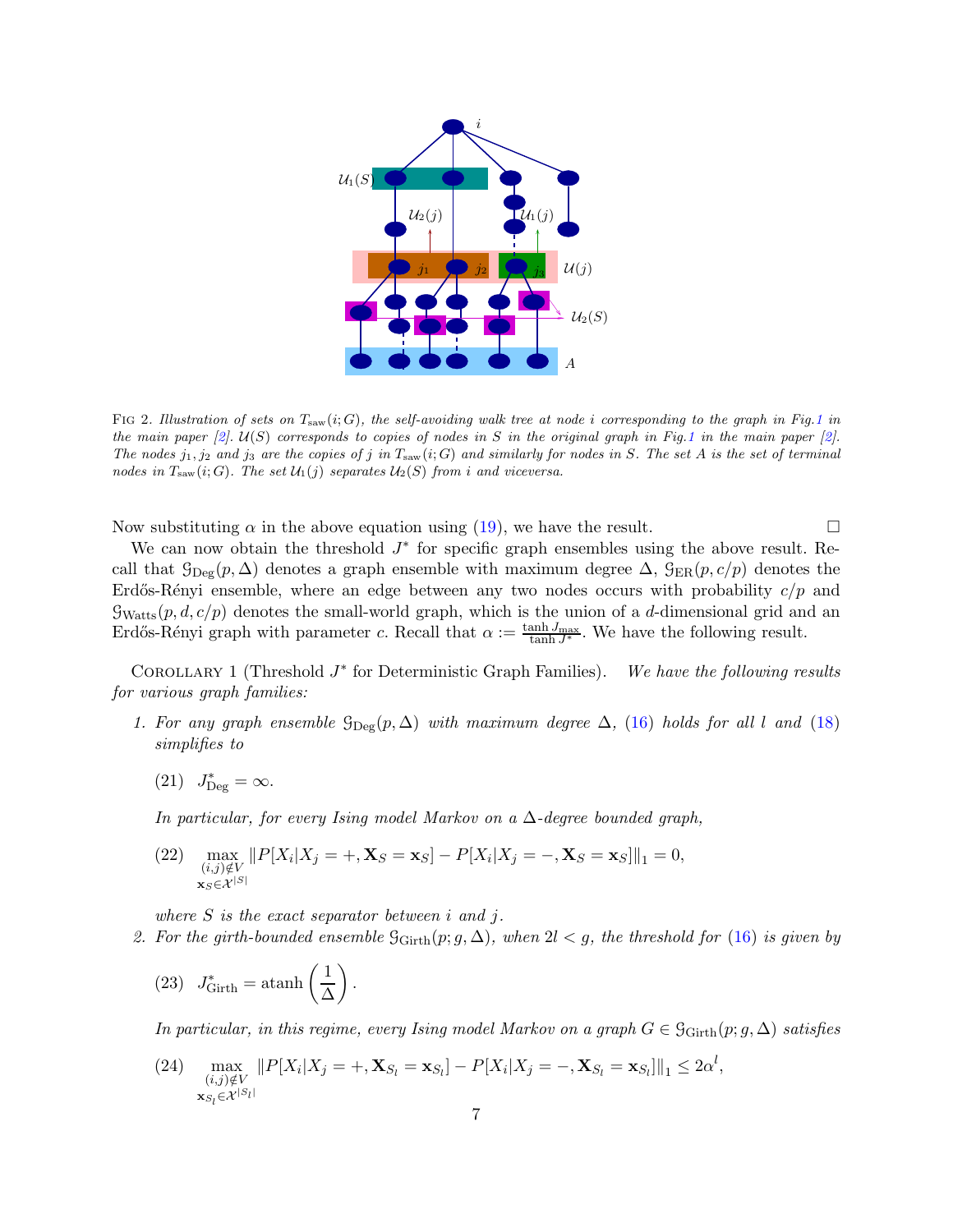FIG 2. *Illustration of sets on $T_{\rm saw}(i;G)$, the self-avoiding walk tree at node $i$ corresponding to the graph in Fig.1 in the main paper [2]. $\mathcal{U}(S)$ corresponds to copies of nodes in $S$ in the original graph in Fig.1 in the main paper [2]. The nodes $j_1, j_2$ and $j_3$ are the copies of $j$ in $T_{\rm saw}(i;G)$ and similarly for nodes in $S$. The set $A$ is the set of terminal nodes in $T_{\rm saw}(i;G)$. The set $\mathcal{U}_1(j)$ separates $\mathcal{U}_2(S)$ from $i$ and viceversa.*

Now substituting $\alpha$ in the above equation using (19), we have the result. □

We can now obtain the threshold $J^*$ for specific graph ensembles using the above result. Recall that $\mathcal{G}_{\rm Deg}(p,\Delta)$ denotes a graph ensemble with maximum degree $\Delta$, $\mathcal{G}_{\rm ER}(p,c/p)$ denotes the Erdős-Rényi ensemble, where an edge between any two nodes occurs with probability $c/p$ and $\mathcal{G}_{\rm Watts}(p,d,c/p)$ denotes the small-world graph, which is the union of a $d$-dimensional grid and an Erdős-Rényi graph with parameter $c$. Recall that $\alpha := \frac{\tanh J_{\max}}{\tanh J^*}$. We have the following result.

COROLLARY 1 (Threshold $J^*$ for Deterministic Graph Families). *We have the following results for various graph families:*

1. *For any graph ensemble $\mathcal{G}_{\rm Deg}(p,\Delta)$ with maximum degree $\Delta$, (16) holds for all $l$ and (18) simplifies to*

$$J^*_{\rm Deg} = \infty. \tag{21}$$

*In particular, for every Ising model Markov on a $\Delta$-degree bounded graph,*

$$\max_{\substack{(i,j)\notin V\\ \mathbf{x}_S\in\mathcal{X}^{|S|}}} \|P[X_i|X_j=+,\mathbf{X}_S=\mathbf{x}_S]-P[X_i|X_j=-,\mathbf{X}_S=\mathbf{x}_S]\|_1 = 0, \tag{22}$$

*where $S$ is the exact separator between $i$ and $j$.*

2. *For the girth-bounded ensemble $\mathcal{G}_{\rm Girth}(p;g,\Delta)$, when $2l<g$, the threshold for (16) is given by*

$$J^*_{\rm Girth} = \operatorname{atanh}\left(\frac{1}{\Delta}\right). \tag{23}$$

*In particular, in this regime, every Ising model Markov on a graph $G\in\mathcal{G}_{\rm Girth}(p;g,\Delta)$ satisfies*

$$\max_{\substack{(i,j)\notin V\\ \mathbf{x}_{S_l}\in\mathcal{X}^{|S_l|}}} \|P[X_i|X_j=+,\mathbf{X}_{S_l}=\mathbf{x}_{S_l}]-P[X_i|X_j=-,\mathbf{X}_{S_l}=\mathbf{x}_{S_l}]\|_1 \le 2\alpha^l, \tag{24}$$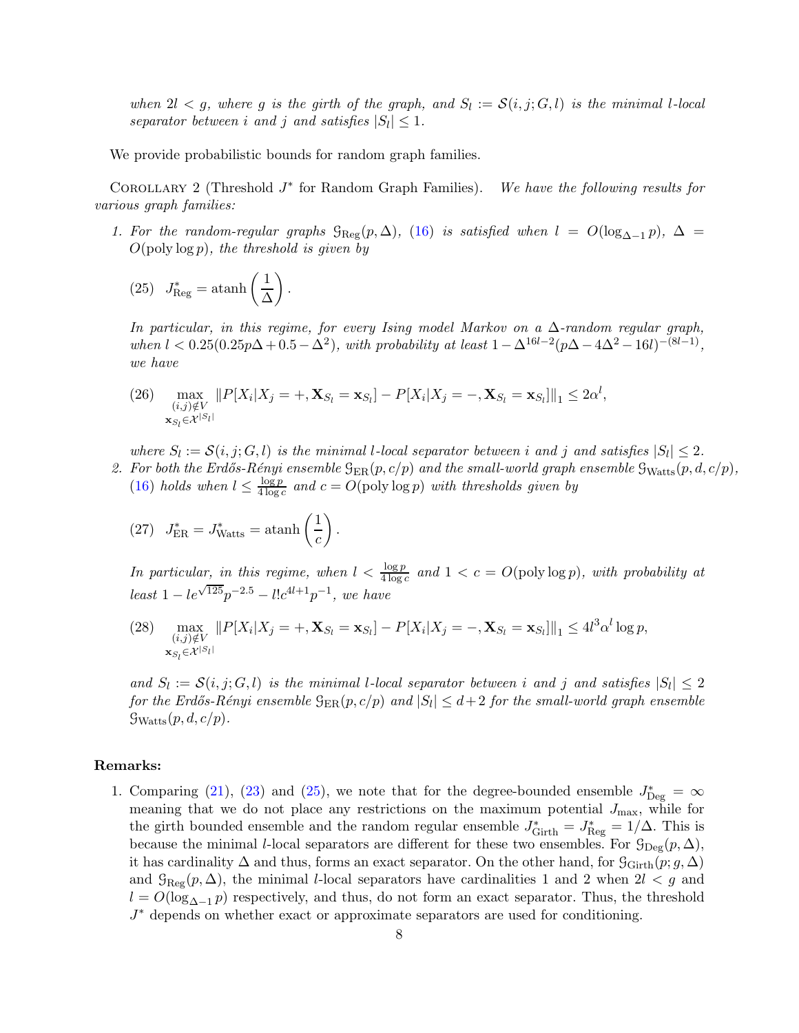*when $2l < g$, where $g$ is the girth of the graph, and $S_l := \mathcal{S}(i,j;G,l)$ is the minimal $l$-local separator between $i$ and $j$ and satisfies $|S_l| \leq 1$.*

We provide probabilistic bounds for random graph families.

COROLLARY 2 (Threshold $J^*$ for Random Graph Families). *We have the following results for various graph families:*

1. *For the random-regular graphs $\mathcal{G}_{\text{Reg}}(p,\Delta)$, (16) is satisfied when $l = O(\log_{\Delta-1} p)$, $\Delta = O(\text{poly}\log p)$, the threshold is given by*

$$(25)\quad J^*_{\text{Reg}} = \text{atanh}\left(\frac{1}{\Delta}\right).$$

*In particular, in this regime, for every Ising model Markov on a $\Delta$-random regular graph, when $l < 0.25(0.25p\Delta + 0.5 - \Delta^2)$, with probability at least $1 - \Delta^{16l-2}(p\Delta - 4\Delta^2 - 16l)^{-(8l-1)}$, we have*

$$(26)\quad \max_{\substack{(i,j)\notin V \\ \mathbf{x}_{S_l}\in\mathcal{X}^{|S_l|}}} \|P[X_i|X_j=+,\mathbf{X}_{S_l}=\mathbf{x}_{S_l}] - P[X_i|X_j=-,\mathbf{X}_{S_l}=\mathbf{x}_{S_l}]\|_1 \leq 2\alpha^l,$$

*where $S_l := \mathcal{S}(i,j;G,l)$ is the minimal $l$-local separator between $i$ and $j$ and satisfies $|S_l| \leq 2$.*

2. *For both the Erdős-Rényi ensemble $\mathcal{G}_{\text{ER}}(p,c/p)$ and the small-world graph ensemble $\mathcal{G}_{\text{Watts}}(p,d,c/p)$, (16) holds when $l \leq \frac{\log p}{4\log c}$ and $c = O(\text{poly}\log p)$ with thresholds given by*

$$(27)\quad J^*_{\text{ER}} = J^*_{\text{Watts}} = \text{atanh}\left(\frac{1}{c}\right).$$

*In particular, in this regime, when $l < \frac{\log p}{4\log c}$ and $1 < c = O(\text{poly}\log p)$, with probability at least $1 - le^{\sqrt{125}}p^{-2.5} - l!c^{4l+1}p^{-1}$, we have*

$$(28)\quad \max_{\substack{(i,j)\notin V \\ \mathbf{x}_{S_l}\in\mathcal{X}^{|S_l|}}} \|P[X_i|X_j=+,\mathbf{X}_{S_l}=\mathbf{x}_{S_l}] - P[X_i|X_j=-,\mathbf{X}_{S_l}=\mathbf{x}_{S_l}]\|_1 \leq 4l^3\alpha^l \log p,$$

*and $S_l := \mathcal{S}(i,j;G,l)$ is the minimal $l$-local separator between $i$ and $j$ and satisfies $|S_l| \leq 2$ for the Erdős-Rényi ensemble $\mathcal{G}_{\text{ER}}(p,c/p)$ and $|S_l| \leq d+2$ for the small-world graph ensemble $\mathcal{G}_{\text{Watts}}(p,d,c/p)$.*

**Remarks:**

1. Comparing (21), (23) and (25), we note that for the degree-bounded ensemble $J^*_{\text{Deg}} = \infty$ meaning that we do not place any restrictions on the maximum potential $J_{\max}$, while for the girth bounded ensemble and the random regular ensemble $J^*_{\text{Girth}} = J^*_{\text{Reg}} = 1/\Delta$. This is because the minimal $l$-local separators are different for these two ensembles. For $\mathcal{G}_{\text{Deg}}(p,\Delta)$, it has cardinality $\Delta$ and thus, forms an exact separator. On the other hand, for $\mathcal{G}_{\text{Girth}}(p;g,\Delta)$ and $\mathcal{G}_{\text{Reg}}(p,\Delta)$, the minimal $l$-local separators have cardinalities 1 and 2 when $2l < g$ and $l = O(\log_{\Delta-1} p)$ respectively, and thus, do not form an exact separator. Thus, the threshold $J^*$ depends on whether exact or approximate separators are used for conditioning.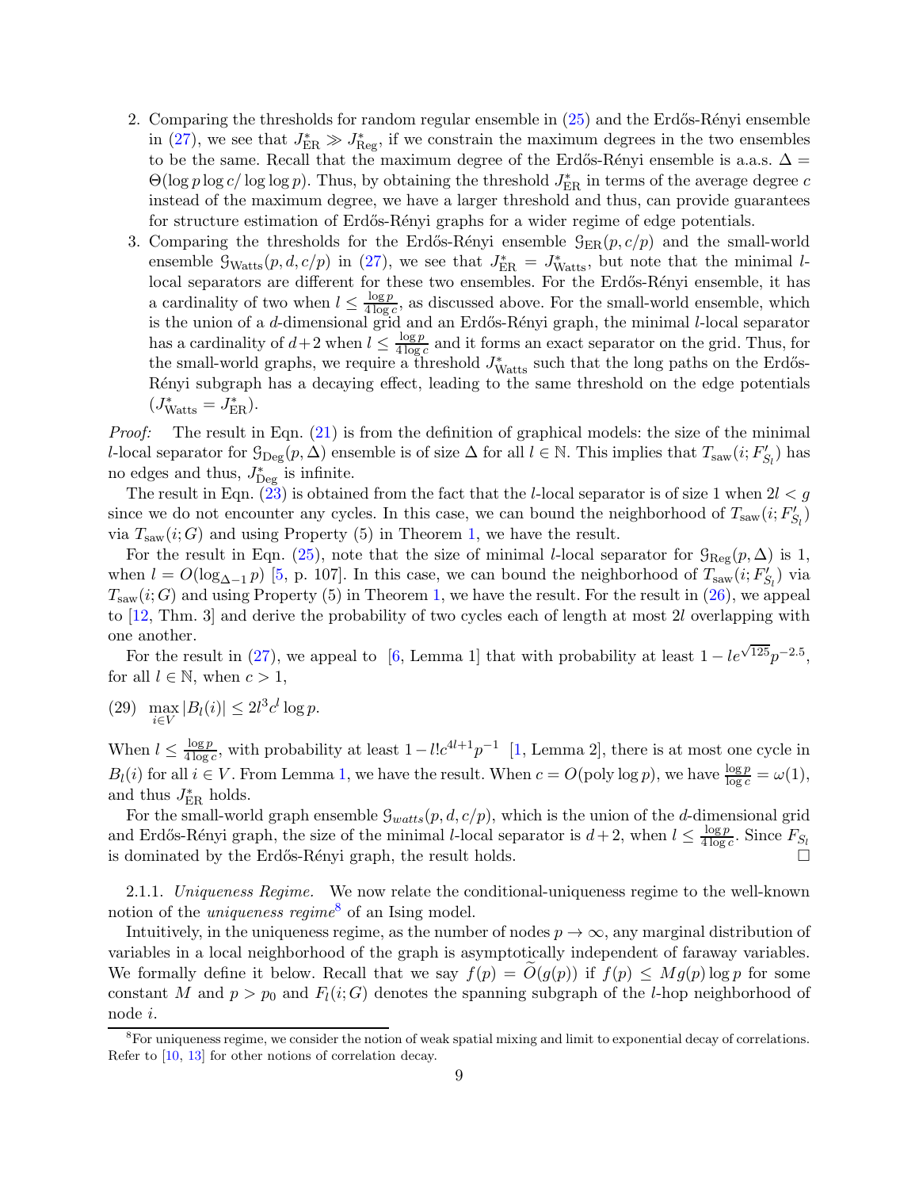2. Comparing the thresholds for random regular ensemble in (25) and the Erdős-Rényi ensemble in (27), we see that $J^*_{\text{ER}} \gg J^*_{\text{Reg}}$, if we constrain the maximum degrees in the two ensembles to be the same. Recall that the maximum degree of the Erdős-Rényi ensemble is a.a.s. $\Delta = \Theta(\log p \log c/\log\log p)$. Thus, by obtaining the threshold $J^*_{\text{ER}}$ in terms of the average degree $c$ instead of the maximum degree, we have a larger threshold and thus, can provide guarantees for structure estimation of Erdős-Rényi graphs for a wider regime of edge potentials.
3. Comparing the thresholds for the Erdős-Rényi ensemble $\mathcal{G}_{\text{ER}}(p, c/p)$ and the small-world ensemble $\mathcal{G}_{\text{Watts}}(p, d, c/p)$ in (27), we see that $J^*_{\text{ER}} = J^*_{\text{Watts}}$, but note that the minimal $l$-local separators are different for these two ensembles. For the Erdős-Rényi ensemble, it has a cardinality of two when $l \leq \frac{\log p}{4 \log c}$, as discussed above. For the small-world ensemble, which is the union of a $d$-dimensional grid and an Erdős-Rényi graph, the minimal $l$-local separator has a cardinality of $d+2$ when $l \leq \frac{\log p}{4 \log c}$ and it forms an exact separator on the grid. Thus, for the small-world graphs, we require a threshold $J^*_{\text{Watts}}$ such that the long paths on the Erdős-Rényi subgraph has a decaying effect, leading to the same threshold on the edge potentials ($J^*_{\text{Watts}} = J^*_{\text{ER}}$).

*Proof:* The result in Eqn. (21) is from the definition of graphical models: the size of the minimal $l$-local separator for $\mathcal{G}_{\text{Deg}}(p, \Delta)$ ensemble is of size $\Delta$ for all $l \in \mathbb{N}$. This implies that $T_{\text{saw}}(i; F'_{S_l})$ has no edges and thus, $J^*_{\text{Deg}}$ is infinite.

The result in Eqn. (23) is obtained from the fact that the $l$-local separator is of size 1 when $2l < g$ since we do not encounter any cycles. In this case, we can bound the neighborhood of $T_{\text{saw}}(i; F'_{S_l})$ via $T_{\text{saw}}(i; G)$ and using Property (5) in Theorem 1, we have the result.

For the result in Eqn. (25), note that the size of minimal $l$-local separator for $\mathcal{G}_{\text{Reg}}(p, \Delta)$ is 1, when $l = O(\log_{\Delta-1} p)$ [5, p. 107]. In this case, we can bound the neighborhood of $T_{\text{saw}}(i; F'_{S_l})$ via $T_{\text{saw}}(i; G)$ and using Property (5) in Theorem 1, we have the result. For the result in (26), we appeal to [12, Thm. 3] and derive the probability of two cycles each of length at most $2l$ overlapping with one another.

For the result in (27), we appeal to [6, Lemma 1] that with probability at least $1 - l e^{\sqrt{125}} p^{-2.5}$, for all $l \in \mathbb{N}$, when $c > 1$,

$$\max_{i \in V} |B_l(i)| \leq 2 l^3 c^l \log p. \tag{29}$$

When $l \leq \frac{\log p}{4 \log c}$, with probability at least $1 - l! c^{4l+1} p^{-1}$ [1, Lemma 2], there is at most one cycle in $B_l(i)$ for all $i \in V$. From Lemma 1, we have the result. When $c = O(\text{poly} \log p)$, we have $\frac{\log p}{\log c} = \omega(1)$, and thus $J^*_{\text{ER}}$ holds.

For the small-world graph ensemble $\mathcal{G}_{watts}(p, d, c/p)$, which is the union of the $d$-dimensional grid and Erdős-Rényi graph, the size of the minimal $l$-local separator is $d+2$, when $l \leq \frac{\log p}{4 \log c}$. Since $F_{S_l}$ is dominated by the Erdős-Rényi graph, the result holds. □

2.1.1. *Uniqueness Regime.* We now relate the conditional-uniqueness regime to the well-known notion of the *uniqueness regime*[8] of an Ising model.

Intuitively, in the uniqueness regime, as the number of nodes $p \to \infty$, any marginal distribution of variables in a local neighborhood of the graph is asymptotically independent of faraway variables. We formally define it below. Recall that we say $f(p) = \widetilde{O}(g(p))$ if $f(p) \leq M g(p) \log p$ for some constant $M$ and $p > p_0$ and $F_l(i; G)$ denotes the spanning subgraph of the $l$-hop neighborhood of node $i$.

[8] For uniqueness regime, we consider the notion of weak spatial mixing and limit to exponential decay of correlations. Refer to [10, 13] for other notions of correlation decay.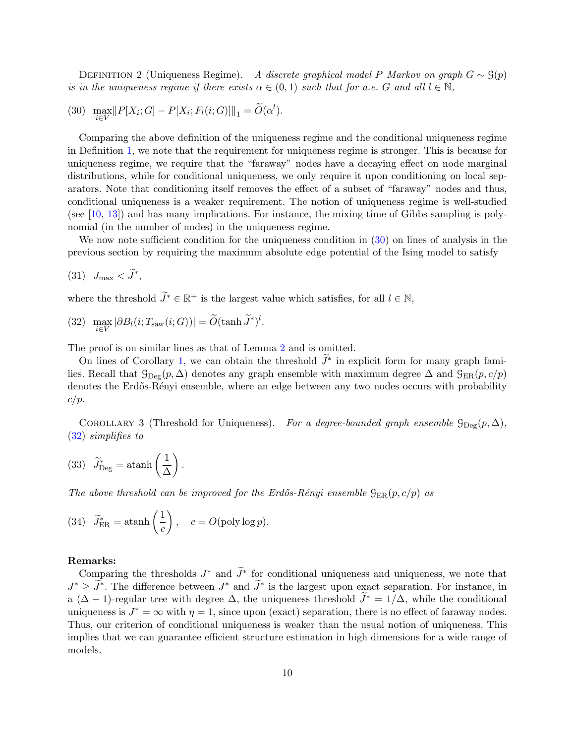Definition 2 (Uniqueness Regime). *A discrete graphical model $P$ Markov on graph $G \sim \mathcal{G}(p)$ is in the uniqueness regime if there exists $\alpha \in (0,1)$ such that for a.e. $G$ and all $l \in \mathbb{N}$,*

$$(30) \quad \max_{i \in V} \| P[X_i; G] - P[X_i; F_l(i; G)] \|_1 = \widetilde{O}(\alpha^l).$$

Comparing the above definition of the uniqueness regime and the conditional uniqueness regime in Definition 1, we note that the requirement for uniqueness regime is stronger. This is because for uniqueness regime, we require that the "faraway" nodes have a decaying effect on node marginal distributions, while for conditional uniqueness, we only require it upon conditioning on local separators. Note that conditioning itself removes the effect of a subset of "faraway" nodes and thus, conditional uniqueness is a weaker requirement. The notion of uniqueness regime is well-studied (see [10, 13]) and has many implications. For instance, the mixing time of Gibbs sampling is polynomial (in the number of nodes) in the uniqueness regime.

We now note sufficient condition for the uniqueness condition in (30) on lines of analysis in the previous section by requiring the maximum absolute edge potential of the Ising model to satisfy

$$(31) \quad J_{\max} < \widetilde{J}^*,$$

where the threshold $\widetilde{J}^* \in \mathbb{R}^+$ is the largest value which satisfies, for all $l \in \mathbb{N}$,

$$(32) \quad \max_{i \in V} |\partial B_l(i; T_{\text{saw}}(i; G))| = \widetilde{O}(\tanh \widetilde{J}^*)^l.$$

The proof is on similar lines as that of Lemma 2 and is omitted.

On lines of Corollary 1, we can obtain the threshold $\widetilde{J}^*$ in explicit form for many graph families. Recall that $\mathcal{G}_{\text{Deg}}(p, \Delta)$ denotes any graph ensemble with maximum degree $\Delta$ and $\mathcal{G}_{\text{ER}}(p, c/p)$ denotes the Erdős-Rényi ensemble, where an edge between any two nodes occurs with probability $c/p$.

Corollary 3 (Threshold for Uniqueness). *For a degree-bounded graph ensemble $\mathcal{G}_{\text{Deg}}(p, \Delta)$, (32) simplifies to*

$$(33) \quad \widetilde{J}^*_{\text{Deg}} = \text{atanh}\left(\frac{1}{\Delta}\right).$$

*The above threshold can be improved for the Erdős-Rényi ensemble $\mathcal{G}_{\text{ER}}(p, c/p)$ as*

$$(34) \quad \widetilde{J}^*_{\text{ER}} = \text{atanh}\left(\frac{1}{c}\right), \quad c = O(\text{poly}\log p).$$

**Remarks:**

Comparing the thresholds $J^*$ and $\widetilde{J}^*$ for conditional uniqueness and uniqueness, we note that $J^* \geq \widetilde{J}^*$. The difference between $J^*$ and $\widetilde{J}^*$ is the largest upon exact separation. For instance, in a $(\Delta - 1)$-regular tree with degree $\Delta$, the uniqueness threshold $\widetilde{J}^* = 1/\Delta$, while the conditional uniqueness is $J^* = \infty$ with $\eta = 1$, since upon (exact) separation, there is no effect of faraway nodes. Thus, our criterion of conditional uniqueness is weaker than the usual notion of uniqueness. This implies that we can guarantee efficient structure estimation in high dimensions for a wide range of models.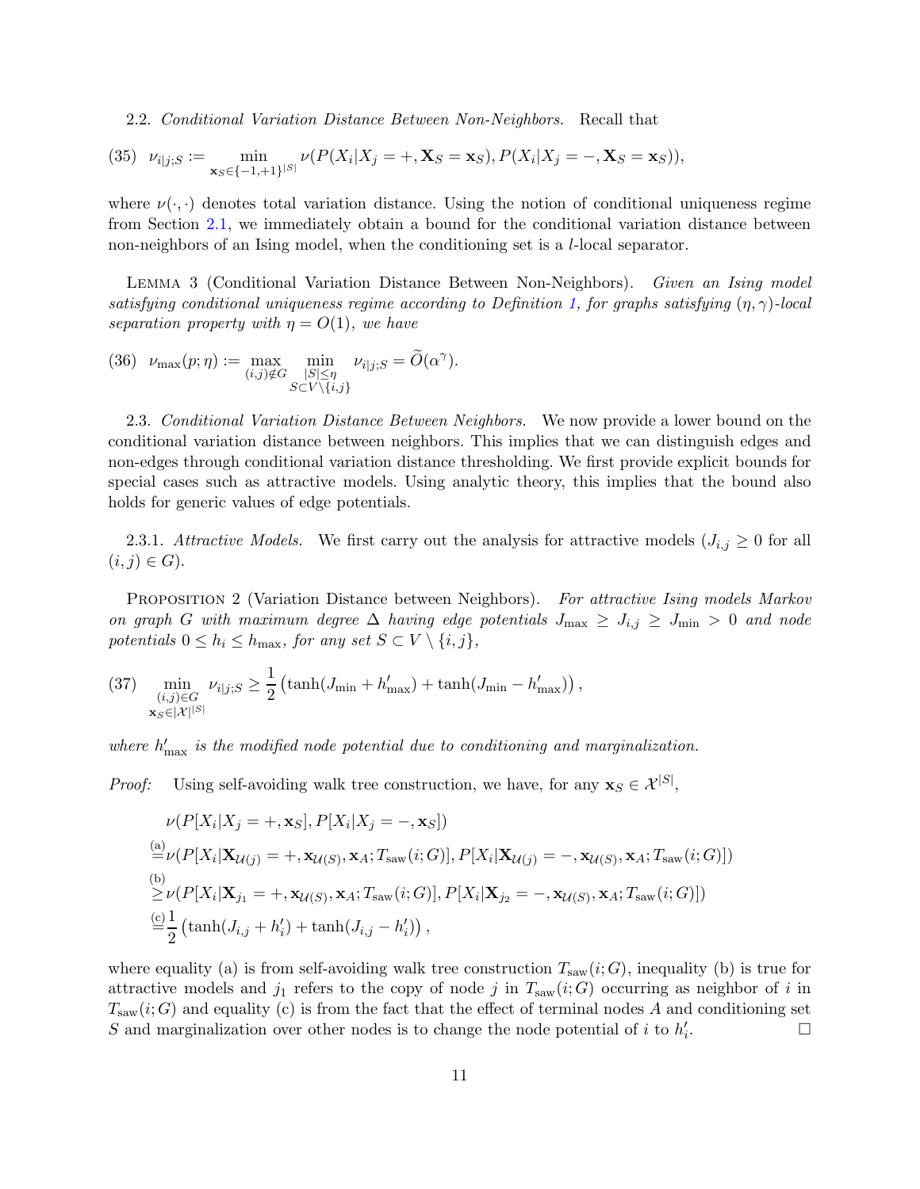2.2. *Conditional Variation Distance Between Non-Neighbors.* Recall that

$$\nu_{i|j;S} := \min_{\mathbf{x}_S \in \{-1,+1\}^{|S|}} \nu(P(X_i|X_j = +, \mathbf{X}_S = \mathbf{x}_S), P(X_i|X_j = -, \mathbf{X}_S = \mathbf{x}_S)), \tag{35}$$

where $\nu(\cdot, \cdot)$ denotes total variation distance. Using the notion of conditional uniqueness regime from Section 2.1, we immediately obtain a bound for the conditional variation distance between non-neighbors of an Ising model, when the conditioning set is a $l$-local separator.

LEMMA 3 (Conditional Variation Distance Between Non-Neighbors). *Given an Ising model satisfying conditional uniqueness regime according to Definition 1, for graphs satisfying $(\eta, \gamma)$-local separation property with $\eta = O(1)$, we have*

$$\nu_{\max}(p;\eta) := \max_{(i,j)\notin G} \min_{\substack{|S|\leq \eta \\ S \subset V\setminus\{i,j\}}} \nu_{i|j;S} = \widetilde{O}(\alpha^{\gamma}). \tag{36}$$

2.3. *Conditional Variation Distance Between Neighbors.* We now provide a lower bound on the conditional variation distance between neighbors. This implies that we can distinguish edges and non-edges through conditional variation distance thresholding. We first provide explicit bounds for special cases such as attractive models. Using analytic theory, this implies that the bound also holds for generic values of edge potentials.

2.3.1. *Attractive Models.* We first carry out the analysis for attractive models ($J_{i,j} \geq 0$ for all $(i,j) \in G$).

PROPOSITION 2 (Variation Distance between Neighbors). *For attractive Ising models Markov on graph $G$ with maximum degree $\Delta$ having edge potentials $J_{\max} \geq J_{i,j} \geq J_{\min} > 0$ and node potentials $0 \leq h_i \leq h_{\max}$, for any set $S \subset V \setminus \{i,j\}$,*

$$\min_{\substack{(i,j)\in G \\ \mathbf{x}_S \in |\mathcal{X}|^{|S|}}} \nu_{i|j;S} \geq \frac{1}{2}\left(\tanh(J_{\min} + h'_{\max}) + \tanh(J_{\min} - h'_{\max})\right), \tag{37}$$

*where $h'_{\max}$ is the modified node potential due to conditioning and marginalization.*

*Proof:* Using self-avoiding walk tree construction, we have, for any $\mathbf{x}_S \in \mathcal{X}^{|S|}$,

$$\begin{aligned}
&\nu(P[X_i|X_j = +, \mathbf{x}_S], P[X_i|X_j = -, \mathbf{x}_S]) \\
&\overset{\text{(a)}}{=} \nu(P[X_i|\mathbf{X}_{\mathcal{U}(j)} = +, \mathbf{x}_{\mathcal{U}(S)}, \mathbf{x}_A; T_{\text{saw}}(i;G)], P[X_i|\mathbf{X}_{\mathcal{U}(j)} = -, \mathbf{x}_{\mathcal{U}(S)}, \mathbf{x}_A; T_{\text{saw}}(i;G)]) \\
&\overset{\text{(b)}}{\geq} \nu(P[X_i|\mathbf{X}_{j_1} = +, \mathbf{x}_{\mathcal{U}(S)}, \mathbf{x}_A; T_{\text{saw}}(i;G)], P[X_i|\mathbf{X}_{j_2} = -, \mathbf{x}_{\mathcal{U}(S)}, \mathbf{x}_A; T_{\text{saw}}(i;G)]) \\
&\overset{\text{(c)}}{=} \frac{1}{2}\left(\tanh(J_{i,j} + h'_i) + \tanh(J_{i,j} - h'_i)\right),
\end{aligned}$$

where equality (a) is from self-avoiding walk tree construction $T_{\text{saw}}(i;G)$, inequality (b) is true for attractive models and $j_1$ refers to the copy of node $j$ in $T_{\text{saw}}(i;G)$ occurring as neighbor of $i$ in $T_{\text{saw}}(i;G)$ and equality (c) is from the fact that the effect of terminal nodes $A$ and conditioning set $S$ and marginalization over other nodes is to change the node potential of $i$ to $h'_i$. □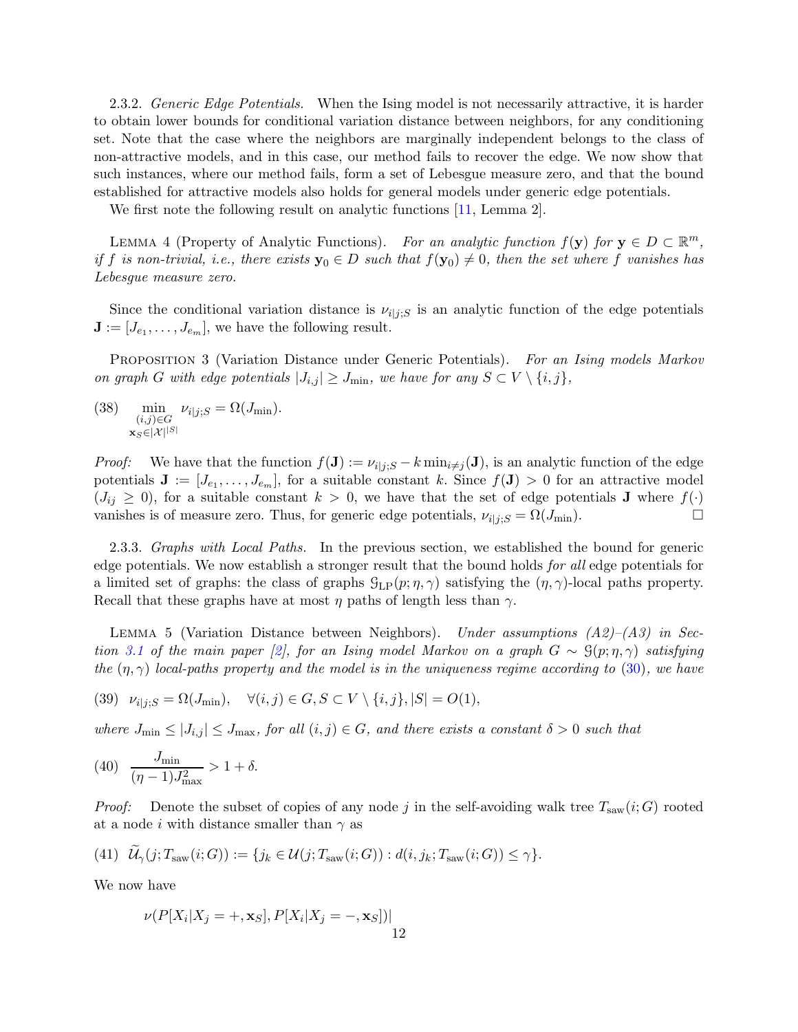2.3.2. *Generic Edge Potentials.* When the Ising model is not necessarily attractive, it is harder to obtain lower bounds for conditional variation distance between neighbors, for any conditioning set. Note that the case where the neighbors are marginally independent belongs to the class of non-attractive models, and in this case, our method fails to recover the edge. We now show that such instances, where our method fails, form a set of Lebesgue measure zero, and that the bound established for attractive models also holds for general models under generic edge potentials.

We first note the following result on analytic functions [11, Lemma 2].

LEMMA 4 (Property of Analytic Functions). *For an analytic function $f(\mathbf{y})$ for $\mathbf{y} \in D \subset \mathbb{R}^m$, if $f$ is non-trivial, i.e., there exists $\mathbf{y}_0 \in D$ such that $f(\mathbf{y}_0) \neq 0$, then the set where $f$ vanishes has Lebesgue measure zero.*

Since the conditional variation distance is $\nu_{i|j;S}$ is an analytic function of the edge potentials $\mathbf{J} := [J_{e_1}, \ldots, J_{e_m}]$, we have the following result.

PROPOSITION 3 (Variation Distance under Generic Potentials). *For an Ising models Markov on graph $G$ with edge potentials $|J_{i,j}| \geq J_{\min}$, we have for any $S \subset V \setminus \{i, j\}$,*

$$\min_{\substack{(i,j)\in G \\ \mathbf{x}_S \in |\mathcal{X}|^{|S|}}} \nu_{i|j;S} = \Omega(J_{\min}). \tag{38}$$

*Proof:* We have that the function $f(\mathbf{J}) := \nu_{i|j;S} - k \min_{i \neq j}(\mathbf{J})$, is an analytic function of the edge potentials $\mathbf{J} := [J_{e_1}, \ldots, J_{e_m}]$, for a suitable constant $k$. Since $f(\mathbf{J}) > 0$ for an attractive model ($J_{ij} \geq 0$), for a suitable constant $k > 0$, we have that the set of edge potentials $\mathbf{J}$ where $f(\cdot)$ vanishes is of measure zero. Thus, for generic edge potentials, $\nu_{i|j;S} = \Omega(J_{\min})$. □

2.3.3. *Graphs with Local Paths.* In the previous section, we established the bound for generic edge potentials. We now establish a stronger result that the bound holds *for all* edge potentials for a limited set of graphs: the class of graphs $\mathcal{G}_{\mathrm{LP}}(p; \eta, \gamma)$ satisfying the $(\eta, \gamma)$-local paths property. Recall that these graphs have at most $\eta$ paths of length less than $\gamma$.

LEMMA 5 (Variation Distance between Neighbors). *Under assumptions (A2)–(A3) in Section 3.1 of the main paper [2], for an Ising model Markov on a graph $G \sim \mathcal{G}(p; \eta, \gamma)$ satisfying the $(\eta, \gamma)$ local-paths property and the model is in the uniqueness regime according to (30), we have*

$$\nu_{i|j;S} = \Omega(J_{\min}), \quad \forall (i,j) \in G, S \subset V \setminus \{i, j\}, |S| = O(1), \tag{39}$$

*where $J_{\min} \leq |J_{i,j}| \leq J_{\max}$, for all $(i,j) \in G$, and there exists a constant $\delta > 0$ such that*

$$\frac{J_{\min}}{(\eta - 1) J_{\max}^2} > 1 + \delta. \tag{40}$$

*Proof:* Denote the subset of copies of any node $j$ in the self-avoiding walk tree $T_{\mathrm{saw}}(i; G)$ rooted at a node $i$ with distance smaller than $\gamma$ as

$$\widetilde{\mathcal{U}}_\gamma(j; T_{\mathrm{saw}}(i; G)) := \{j_k \in \mathcal{U}(j; T_{\mathrm{saw}}(i; G)) : d(i, j_k; T_{\mathrm{saw}}(i; G)) \leq \gamma\}. \tag{41}$$

We now have

$$\nu(P[X_i | X_j = +, \mathbf{x}_S], P[X_i | X_j = -, \mathbf{x}_S])|$$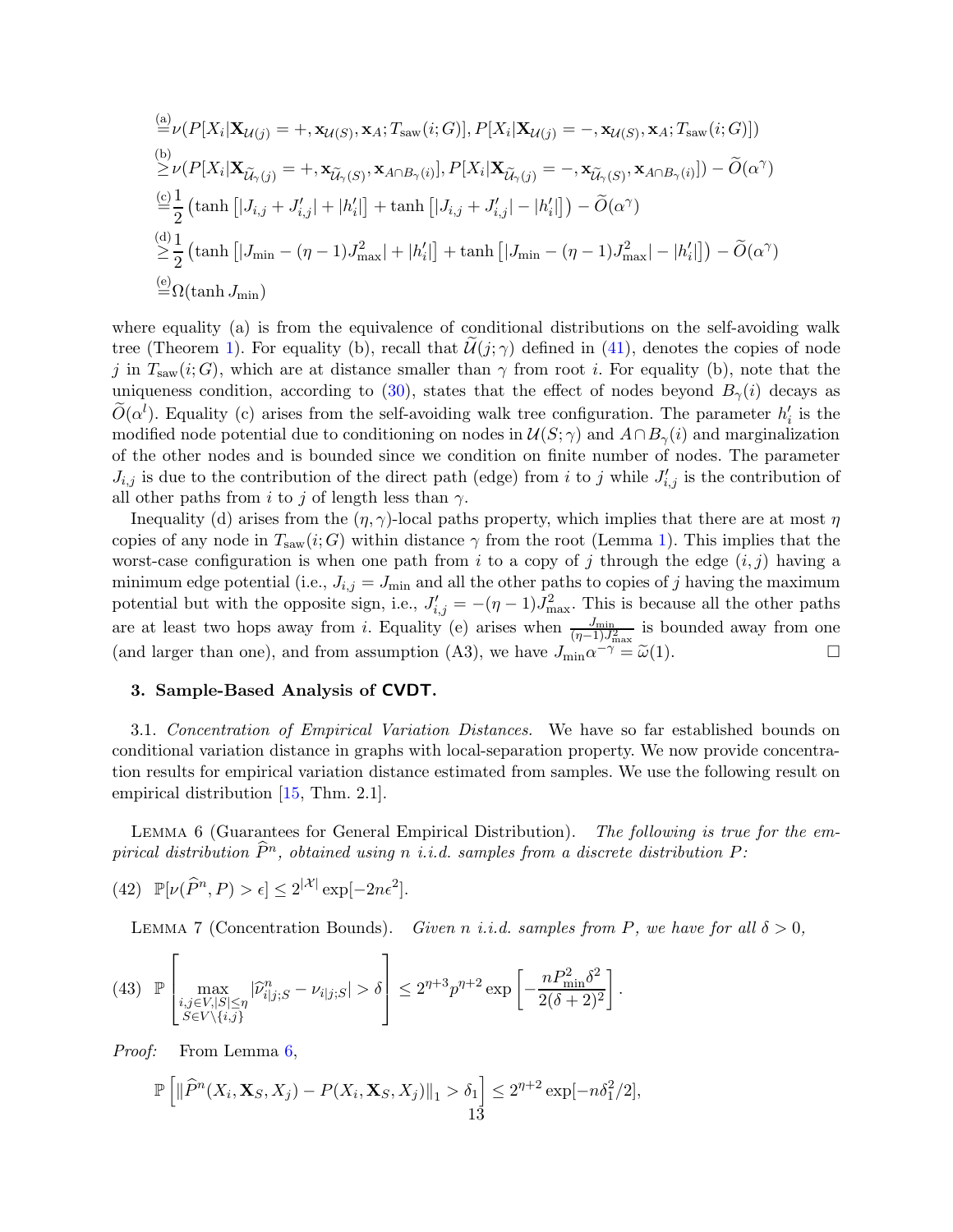$$
\begin{aligned}
&\stackrel{\text{(a)}}{=}\nu(P[X_i|\mathbf{X}_{\mathcal{U}(j)}=+,\mathbf{x}_{\mathcal{U}(S)},\mathbf{x}_A;T_{\text{saw}}(i;G)],P[X_i|\mathbf{X}_{\mathcal{U}(j)}=-,\mathbf{x}_{\mathcal{U}(S)},\mathbf{x}_A;T_{\text{saw}}(i;G)])\\
&\stackrel{\text{(b)}}{\geq}\nu(P[X_i|\mathbf{X}_{\widetilde{\mathcal{U}}_\gamma(j)}=+,\mathbf{x}_{\widetilde{\mathcal{U}}_\gamma(S)},\mathbf{x}_{A\cap B_\gamma(i)}],P[X_i|\mathbf{X}_{\widetilde{\mathcal{U}}_\gamma(j)}=-,\mathbf{x}_{\widetilde{\mathcal{U}}_\gamma(S)},\mathbf{x}_{A\cap B_\gamma(i)}])-\widetilde{O}(\alpha^\gamma)\\
&\stackrel{\text{(c)}}{=}\frac{1}{2}\left(\tanh\left[|J_{i,j}+J'_{i,j}|+|h'_i|\right]+\tanh\left[|J_{i,j}+J'_{i,j}|-|h'_i|\right]\right)-\widetilde{O}(\alpha^\gamma)\\
&\stackrel{\text{(d)}}{\geq}\frac{1}{2}\left(\tanh\left[|J_{\min}-(\eta-1)J_{\max}^2|+|h'_i|\right]+\tanh\left[|J_{\min}-(\eta-1)J_{\max}^2|-|h'_i|\right]\right)-\widetilde{O}(\alpha^\gamma)\\
&\stackrel{\text{(e)}}{=}\Omega(\tanh J_{\min})
\end{aligned}
$$

where equality (a) is from the equivalence of conditional distributions on the self-avoiding walk tree (Theorem 1). For equality (b), recall that $\widetilde{\mathcal{U}}(j;\gamma)$ defined in (41), denotes the copies of node $j$ in $T_{\text{saw}}(i;G)$, which are at distance smaller than $\gamma$ from root $i$. For equality (b), note that the uniqueness condition, according to (30), states that the effect of nodes beyond $B_\gamma(i)$ decays as $\widetilde{O}(\alpha^l)$. Equality (c) arises from the self-avoiding walk tree configuration. The parameter $h'_i$ is the modified node potential due to conditioning on nodes in $\mathcal{U}(S;\gamma)$ and $A\cap B_\gamma(i)$ and marginalization of the other nodes and is bounded since we condition on finite number of nodes. The parameter $J_{i,j}$ is due to the contribution of the direct path (edge) from $i$ to $j$ while $J'_{i,j}$ is the contribution of all other paths from $i$ to $j$ of length less than $\gamma$.

Inequality (d) arises from the $(\eta,\gamma)$-local paths property, which implies that there are at most $\eta$ copies of any node in $T_{\text{saw}}(i;G)$ within distance $\gamma$ from the root (Lemma 1). This implies that the worst-case configuration is when one path from $i$ to a copy of $j$ through the edge $(i,j)$ having a minimum edge potential (i.e., $J_{i,j}=J_{\min}$ and all the other paths to copies of $j$ having the maximum potential but with the opposite sign, i.e., $J'_{i,j}=-(\eta-1)J_{\max}^2$. This is because all the other paths are at least two hops away from $i$. Equality (e) arises when $\frac{J_{\min}}{(\eta-1)J_{\max}^2}$ is bounded away from one (and larger than one), and from assumption (A3), we have $J_{\min}\alpha^{-\gamma}=\widetilde{\omega}(1)$. □

## 3. Sample-Based Analysis of CVDT.

3.1. *Concentration of Empirical Variation Distances.* We have so far established bounds on conditional variation distance in graphs with local-separation property. We now provide concentration results for empirical variation distance estimated from samples. We use the following result on empirical distribution [15, Thm. 2.1].

Lemma 6 (Guarantees for General Empirical Distribution). *The following is true for the empirical distribution $\widehat{P}^n$, obtained using $n$ i.i.d. samples from a discrete distribution $P$:*

$$
\mathbb{P}[\nu(\widehat{P}^n,P)>\epsilon]\leq 2^{|\mathcal{X}|}\exp[-2n\epsilon^2]. \tag{42}
$$

Lemma 7 (Concentration Bounds). *Given $n$ i.i.d. samples from $P$, we have for all $\delta>0$,*

$$
\mathbb{P}\left[\max_{\substack{i,j\in V,|S|\leq\eta\\ S\in V\setminus\{i,j\}}}|\widehat{\nu}^n_{i|j;S}-\nu_{i|j;S}|>\delta\right]\leq 2^{\eta+3}p^{\eta+2}\exp\left[-\frac{nP_{\min}^2\delta^2}{2(\delta+2)^2}\right]. \tag{43}
$$

*Proof:* From Lemma 6,

$$
\mathbb{P}\left[\|\widehat{P}^n(X_i,\mathbf{X}_S,X_j)-P(X_i,\mathbf{X}_S,X_j)\|_1>\delta_1\right]\leq 2^{\eta+2}\exp[-n\delta_1^2/2],
$$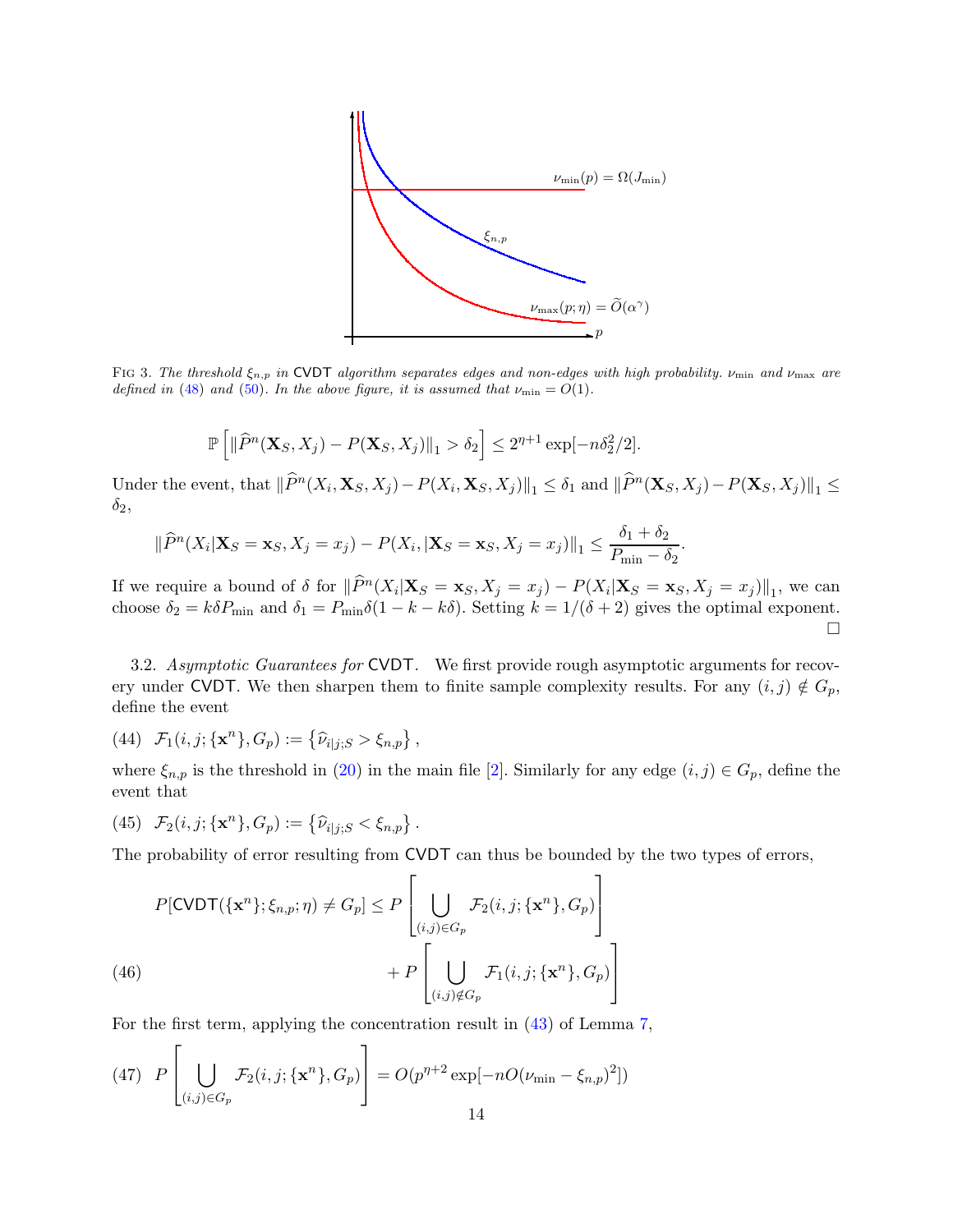FIG 3. *The threshold $\xi_{n,p}$ in* CVDT *algorithm separates edges and non-edges with high probability.* $\nu_{\min}$ *and* $\nu_{\max}$ *are defined in* (48) *and* (50)*. In the above figure, it is assumed that* $\nu_{\min} = O(1)$*.*

$$\mathbb{P}\left[\|\widehat{P}^n(\mathbf{X}_S, X_j) - P(\mathbf{X}_S, X_j)\|_1 > \delta_2\right] \leq 2^{\eta+1} \exp[-n\delta_2^2/2].$$

Under the event, that $\|\widehat{P}^n(X_i, \mathbf{X}_S, X_j) - P(X_i, \mathbf{X}_S, X_j)\|_1 \leq \delta_1$ and $\|\widehat{P}^n(\mathbf{X}_S, X_j) - P(\mathbf{X}_S, X_j)\|_1 \leq \delta_2$,

$$\|\widehat{P}^n(X_i|\mathbf{X}_S = \mathbf{x}_S, X_j = x_j) - P(X_i, |\mathbf{X}_S = \mathbf{x}_S, X_j = x_j)\|_1 \leq \frac{\delta_1 + \delta_2}{P_{\min} - \delta_2}.$$

If we require a bound of $\delta$ for $\|\widehat{P}^n(X_i|\mathbf{X}_S = \mathbf{x}_S, X_j = x_j) - P(X_i|\mathbf{X}_S = \mathbf{x}_S, X_j = x_j)\|_1$, we can choose $\delta_2 = k\delta P_{\min}$ and $\delta_1 = P_{\min}\delta(1 - k - k\delta)$. Setting $k = 1/(\delta + 2)$ gives the optimal exponent. □

3.2. *Asymptotic Guarantees for* CVDT. We first provide rough asymptotic arguments for recovery under CVDT. We then sharpen them to finite sample complexity results. For any $(i, j) \notin G_p$, define the event

$$\mathcal{F}_1(i, j; \{\mathbf{x}^n\}, G_p) := \left\{\widehat{\nu}_{i|j;S} > \xi_{n,p}\right\}, \tag{44}$$

where $\xi_{n,p}$ is the threshold in (20) in the main file [2]. Similarly for any edge $(i, j) \in G_p$, define the event that

$$\mathcal{F}_2(i, j; \{\mathbf{x}^n\}, G_p) := \left\{\widehat{\nu}_{i|j;S} < \xi_{n,p}\right\}. \tag{45}$$

The probability of error resulting from CVDT can thus be bounded by the two types of errors,

$$P[\mathsf{CVDT}(\{\mathbf{x}^n\}; \xi_{n,p}; \eta) \neq G_p] \leq P\left[\bigcup_{(i,j)\in G_p} \mathcal{F}_2(i, j; \{\mathbf{x}^n\}, G_p)\right] + P\left[\bigcup_{(i,j)\notin G_p} \mathcal{F}_1(i, j; \{\mathbf{x}^n\}, G_p)\right] \tag{46}$$

For the first term, applying the concentration result in (43) of Lemma 7,

$$P\left[\bigcup_{(i,j)\in G_p} \mathcal{F}_2(i, j; \{\mathbf{x}^n\}, G_p)\right] = O(p^{\eta+2} \exp[-nO(\nu_{\min} - \xi_{n,p})^2]) \tag{47}$$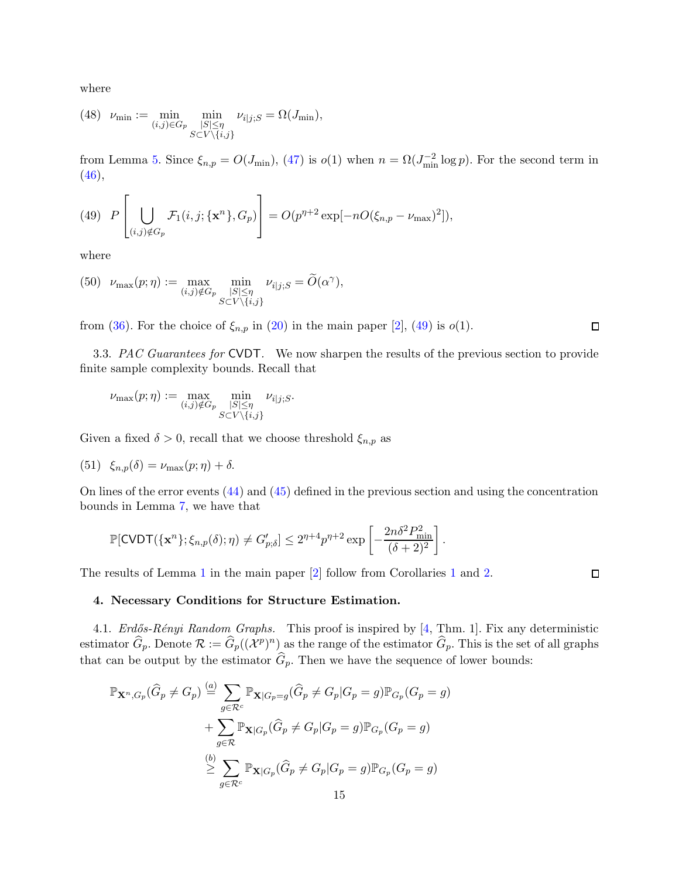where

$$\text{(48)} \quad \nu_{\min} := \min_{(i,j)\in G_p} \min_{\substack{|S|\le \eta \\ S\subset V\setminus\{i,j\}}} \nu_{i|j;S} = \Omega(J_{\min}),$$

from Lemma 5. Since $\xi_{n,p} = O(J_{\min})$, (47) is $o(1)$ when $n = \Omega(J_{\min}^{-2} \log p)$. For the second term in (46),

$$\text{(49)} \quad P\left[\bigcup_{(i,j)\notin G_p} \mathcal{F}_1(i,j;\{\mathbf{x}^n\}, G_p)\right] = O(p^{\eta+2}\exp[-nO(\xi_{n,p} - \nu_{\max})^2]),$$

where

$$\text{(50)} \quad \nu_{\max}(p;\eta) := \max_{(i,j)\notin G_p} \min_{\substack{|S|\le \eta \\ S\subset V\setminus\{i,j\}}} \nu_{i|j;S} = \widetilde{O}(\alpha^{\gamma}),$$

from (36). For the choice of $\xi_{n,p}$ in (20) in the main paper [2], (49) is $o(1)$. □

3.3. *PAC Guarantees for* CVDT. We now sharpen the results of the previous section to provide finite sample complexity bounds. Recall that

$$\nu_{\max}(p;\eta) := \max_{(i,j)\notin G_p} \min_{\substack{|S|\le \eta \\ S\subset V\setminus\{i,j\}}} \nu_{i|j;S}.$$

Given a fixed $\delta > 0$, recall that we choose threshold $\xi_{n,p}$ as

$$\text{(51)} \quad \xi_{n,p}(\delta) = \nu_{\max}(p;\eta) + \delta.$$

On lines of the error events (44) and (45) defined in the previous section and using the concentration bounds in Lemma 7, we have that

$$\mathbb{P}[\mathsf{CVDT}(\{\mathbf{x}^n\};\xi_{n,p}(\delta);\eta) \neq G'_{p;\delta}] \le 2^{\eta+4} p^{\eta+2} \exp\left[-\frac{2n\delta^2 P_{\min}^2}{(\delta+2)^2}\right].$$

The results of Lemma 1 in the main paper [2] follow from Corollaries 1 and 2. □

## 4. Necessary Conditions for Structure Estimation.

4.1. *Erdős-Rényi Random Graphs.* This proof is inspired by [4, Thm. 1]. Fix any deterministic estimator $\widehat{G}_p$. Denote $\mathcal{R} := \widehat{G}_p((\mathcal{X}^p)^n)$ as the range of the estimator $\widehat{G}_p$. This is the set of all graphs that can be output by the estimator $\widehat{G}_p$. Then we have the sequence of lower bounds:

$$\begin{aligned}
\mathbb{P}_{\mathbf{X}^n,G_p}(\widehat{G}_p \neq G_p) &\overset{(a)}{=} \sum_{g\in\mathcal{R}^c} \mathbb{P}_{\mathbf{X}|G_p=g}(\widehat{G}_p \neq G_p|G_p = g)\mathbb{P}_{G_p}(G_p = g) \\
&\quad + \sum_{g\in\mathcal{R}} \mathbb{P}_{\mathbf{X}|G_p}(\widehat{G}_p \neq G_p|G_p = g)\mathbb{P}_{G_p}(G_p = g) \\
&\overset{(b)}{\ge} \sum_{g\in\mathcal{R}^c} \mathbb{P}_{\mathbf{X}|G_p}(\widehat{G}_p \neq G_p|G_p = g)\mathbb{P}_{G_p}(G_p = g)
\end{aligned}$$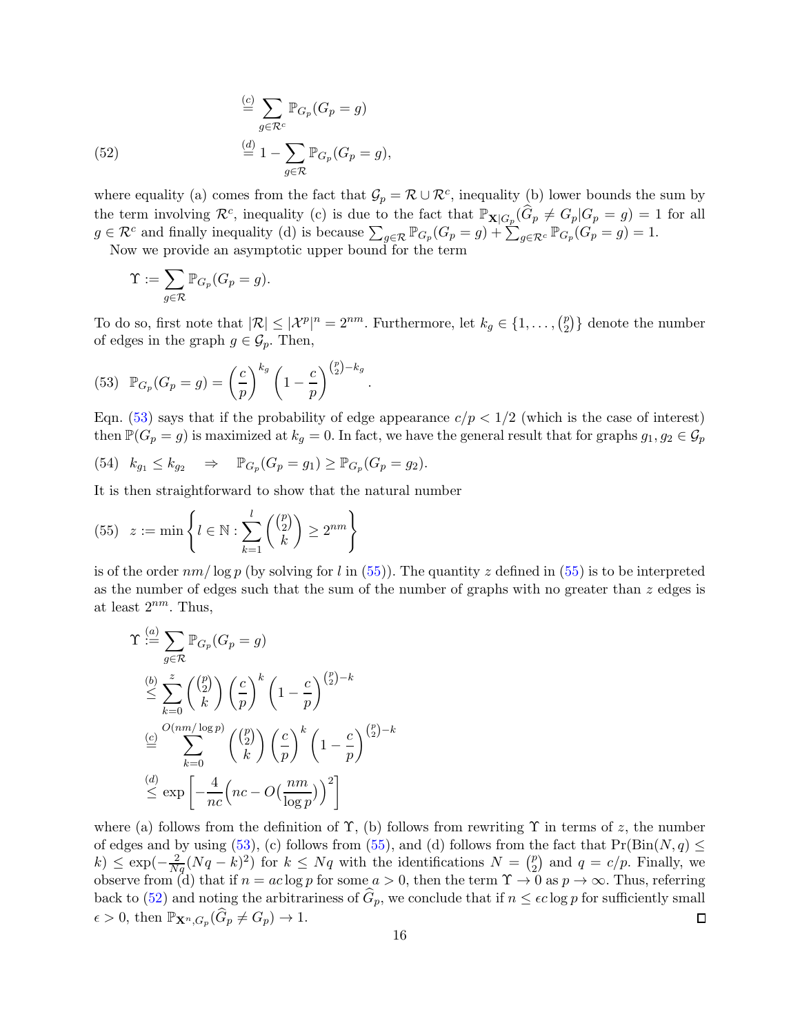$$
\begin{aligned}
&\stackrel{(c)}{=} \sum_{g\in\mathcal{R}^c} \mathbb{P}_{G_p}(G_p = g) \\
&\stackrel{(d)}{=} 1 - \sum_{g\in\mathcal{R}} \mathbb{P}_{G_p}(G_p = g),
\end{aligned} \tag{52}
$$

where equality (a) comes from the fact that $\mathcal{G}_p = \mathcal{R} \cup \mathcal{R}^c$, inequality (b) lower bounds the sum by the term involving $\mathcal{R}^c$, inequality (c) is due to the fact that $\mathbb{P}_{\mathbf{X}|G_p}(\widehat{G}_p \neq G_p | G_p = g) = 1$ for all $g \in \mathcal{R}^c$ and finally inequality (d) is because $\sum_{g\in\mathcal{R}} \mathbb{P}_{G_p}(G_p = g) + \sum_{g\in\mathcal{R}^c} \mathbb{P}_{G_p}(G_p = g) = 1$.

Now we provide an asymptotic upper bound for the term

$$
\Upsilon := \sum_{g\in\mathcal{R}} \mathbb{P}_{G_p}(G_p = g).
$$

To do so, first note that $|\mathcal{R}| \leq |\mathcal{X}^p|^n = 2^{nm}$. Furthermore, let $k_g \in \{1, \ldots, \binom{p}{2}\}$ denote the number of edges in the graph $g \in \mathcal{G}_p$. Then,

$$
\mathbb{P}_{G_p}(G_p = g) = \left(\frac{c}{p}\right)^{k_g} \left(1 - \frac{c}{p}\right)^{\binom{p}{2} - k_g}. \tag{53}
$$

Eqn. (53) says that if the probability of edge appearance $c/p < 1/2$ (which is the case of interest) then $\mathbb{P}(G_p = g)$ is maximized at $k_g = 0$. In fact, we have the general result that for graphs $g_1, g_2 \in \mathcal{G}_p$

$$
k_{g_1} \leq k_{g_2} \quad \Rightarrow \quad \mathbb{P}_{G_p}(G_p = g_1) \geq \mathbb{P}_{G_p}(G_p = g_2). \tag{54}
$$

It is then straightforward to show that the natural number

$$
z := \min \left\{ l \in \mathbb{N} : \sum_{k=1}^{l} \binom{\binom{p}{2}}{k} \geq 2^{nm} \right\} \tag{55}
$$

is of the order $nm/\log p$ (by solving for $l$ in (55)). The quantity $z$ defined in (55) is to be interpreted as the number of edges such that the sum of the number of graphs with no greater than $z$ edges is at least $2^{nm}$. Thus,

$$
\begin{aligned}
\Upsilon &\stackrel{(a)}{:=} \sum_{g\in\mathcal{R}} \mathbb{P}_{G_p}(G_p = g) \\
&\stackrel{(b)}{\leq} \sum_{k=0}^{z} \binom{\binom{p}{2}}{k} \left(\frac{c}{p}\right)^k \left(1 - \frac{c}{p}\right)^{\binom{p}{2} - k} \\
&\stackrel{(c)}{=} \sum_{k=0}^{O(nm/\log p)} \binom{\binom{p}{2}}{k} \left(\frac{c}{p}\right)^k \left(1 - \frac{c}{p}\right)^{\binom{p}{2} - k} \\
&\stackrel{(d)}{\leq} \exp\left[-\frac{4}{nc}\Big(nc - O\big(\frac{nm}{\log p}\big)\Big)^2\right]
\end{aligned}
$$

where (a) follows from the definition of $\Upsilon$, (b) follows from rewriting $\Upsilon$ in terms of $z$, the number of edges and by using (53), (c) follows from (55), and (d) follows from the fact that $\Pr(\mathrm{Bin}(N, q) \leq k) \leq \exp(-\frac{2}{Nq}(Nq - k)^2)$ for $k \leq Nq$ with the identifications $N = \binom{p}{2}$ and $q = c/p$. Finally, we observe from (d) that if $n = ac \log p$ for some $a > 0$, then the term $\Upsilon \to 0$ as $p \to \infty$. Thus, referring back to (52) and noting the arbitrariness of $\widehat{G}_p$, we conclude that if $n \leq \epsilon c \log p$ for sufficiently small $\epsilon > 0$, then $\mathbb{P}_{\mathbf{X}^n, G_p}(\widehat{G}_p \neq G_p) \to 1$. ∎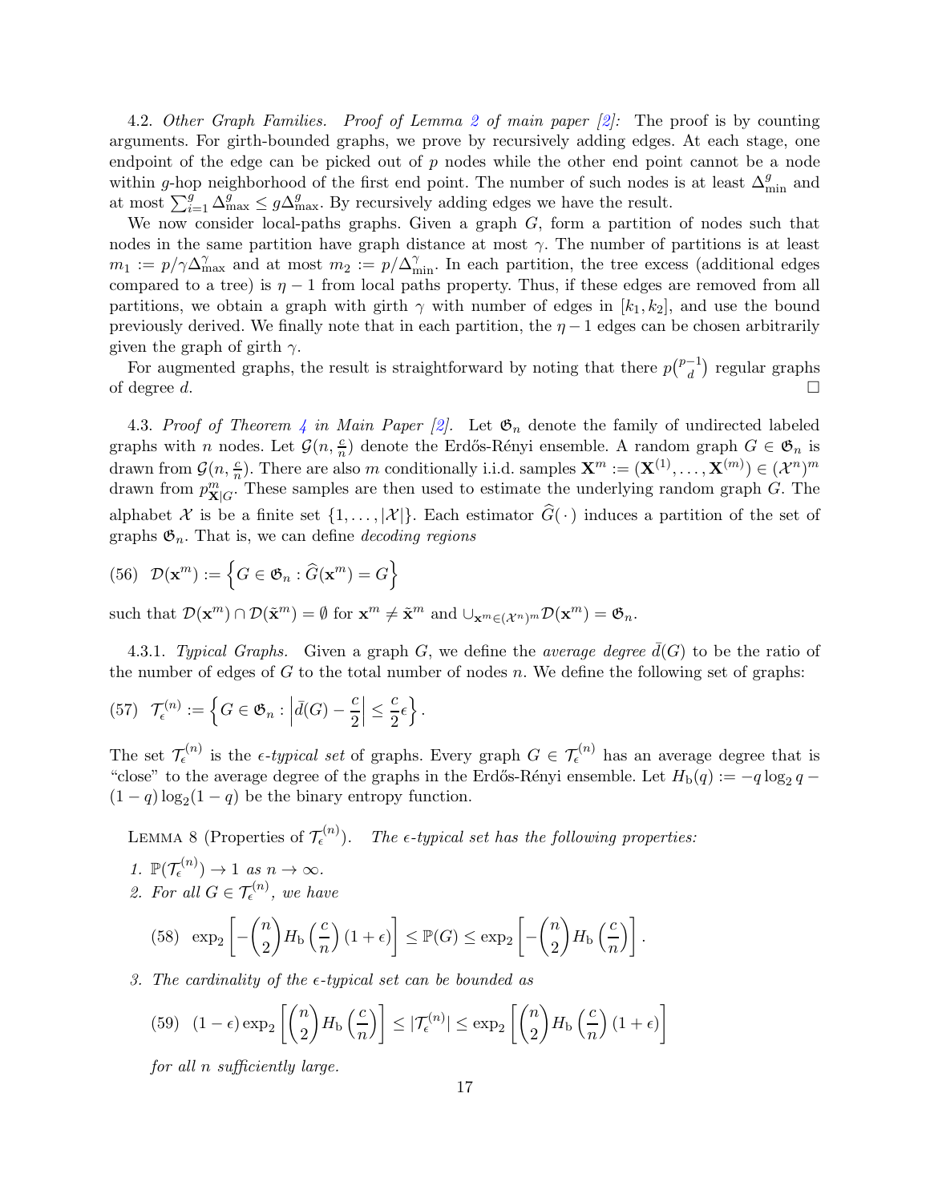4.2. *Other Graph Families.* *Proof of Lemma 2 of main paper [2]:* The proof is by counting arguments. For girth-bounded graphs, we prove by recursively adding edges. At each stage, one endpoint of the edge can be picked out of $p$ nodes while the other end point cannot be a node within $g$-hop neighborhood of the first end point. The number of such nodes is at least $\Delta_{\min}^g$ and at most $\sum_{i=1}^{g} \Delta_{\max}^g \leq g\Delta_{\max}^g$. By recursively adding edges we have the result.

We now consider local-paths graphs. Given a graph $G$, form a partition of nodes such that nodes in the same partition have graph distance at most $\gamma$. The number of partitions is at least $m_1 := p/\gamma\Delta_{\max}^{\gamma}$ and at most $m_2 := p/\Delta_{\min}^{\gamma}$. In each partition, the tree excess (additional edges compared to a tree) is $\eta - 1$ from local paths property. Thus, if these edges are removed from all partitions, we obtain a graph with girth $\gamma$ with number of edges in $[k_1, k_2]$, and use the bound previously derived. We finally note that in each partition, the $\eta - 1$ edges can be chosen arbitrarily given the graph of girth $\gamma$.

For augmented graphs, the result is straightforward by noting that there $p\binom{p-1}{d}$ regular graphs of degree $d$. □

4.3. *Proof of Theorem 4 in Main Paper [2].* Let $\mathfrak{G}_n$ denote the family of undirected labeled graphs with $n$ nodes. Let $\mathcal{G}(n, \frac{c}{n})$ denote the Erdős-Rényi ensemble. A random graph $G \in \mathfrak{G}_n$ is drawn from $\mathcal{G}(n, \frac{c}{n})$. There are also $m$ conditionally i.i.d. samples $\mathbf{X}^m := (\mathbf{X}^{(1)}, \ldots, \mathbf{X}^{(m)}) \in (\mathcal{X}^n)^m$ drawn from $p_{\mathbf{X}|G}^m$. These samples are then used to estimate the underlying random graph $G$. The alphabet $\mathcal{X}$ is be a finite set $\{1, \ldots, |\mathcal{X}|\}$. Each estimator $\widehat{G}(\cdot)$ induces a partition of the set of graphs $\mathfrak{G}_n$. That is, we can define *decoding regions*

$$\mathcal{D}(\mathbf{x}^m) := \left\{ G \in \mathfrak{G}_n : \widehat{G}(\mathbf{x}^m) = G \right\} \tag{56}$$

such that $\mathcal{D}(\mathbf{x}^m) \cap \mathcal{D}(\tilde{\mathbf{x}}^m) = \emptyset$ for $\mathbf{x}^m \neq \tilde{\mathbf{x}}^m$ and $\cup_{\mathbf{x}^m \in (\mathcal{X}^n)^m} \mathcal{D}(\mathbf{x}^m) = \mathfrak{G}_n$.

4.3.1. *Typical Graphs.* Given a graph $G$, we define the *average degree* $\bar{d}(G)$ to be the ratio of the number of edges of $G$ to the total number of nodes $n$. We define the following set of graphs:

$$\mathcal{T}_\epsilon^{(n)} := \left\{ G \in \mathfrak{G}_n : \left| \bar{d}(G) - \frac{c}{2} \right| \leq \frac{c}{2}\epsilon \right\}. \tag{57}$$

The set $\mathcal{T}_\epsilon^{(n)}$ is the $\epsilon$-*typical set* of graphs. Every graph $G \in \mathcal{T}_\epsilon^{(n)}$ has an average degree that is "close" to the average degree of the graphs in the Erdős-Rényi ensemble. Let $H_{\mathrm{b}}(q) := -q \log_2 q - (1-q)\log_2(1-q)$ be the binary entropy function.

LEMMA 8 (Properties of $\mathcal{T}_\epsilon^{(n)}$). *The $\epsilon$-typical set has the following properties:*

1. $\mathbb{P}(\mathcal{T}_\epsilon^{(n)}) \to 1$ *as* $n \to \infty$.
2. *For all* $G \in \mathcal{T}_\epsilon^{(n)}$, *we have*

$$\exp_2\left[ -\binom{n}{2} H_{\mathrm{b}}\left(\frac{c}{n}\right)(1+\epsilon) \right] \leq \mathbb{P}(G) \leq \exp_2\left[ -\binom{n}{2} H_{\mathrm{b}}\left(\frac{c}{n}\right) \right]. \tag{58}$$

3. *The cardinality of the $\epsilon$-typical set can be bounded as*

$$(1-\epsilon)\exp_2\left[ \binom{n}{2} H_{\mathrm{b}}\left(\frac{c}{n}\right) \right] \leq |\mathcal{T}_\epsilon^{(n)}| \leq \exp_2\left[ \binom{n}{2} H_{\mathrm{b}}\left(\frac{c}{n}\right)(1+\epsilon) \right] \tag{59}$$

*for all $n$ sufficiently large.*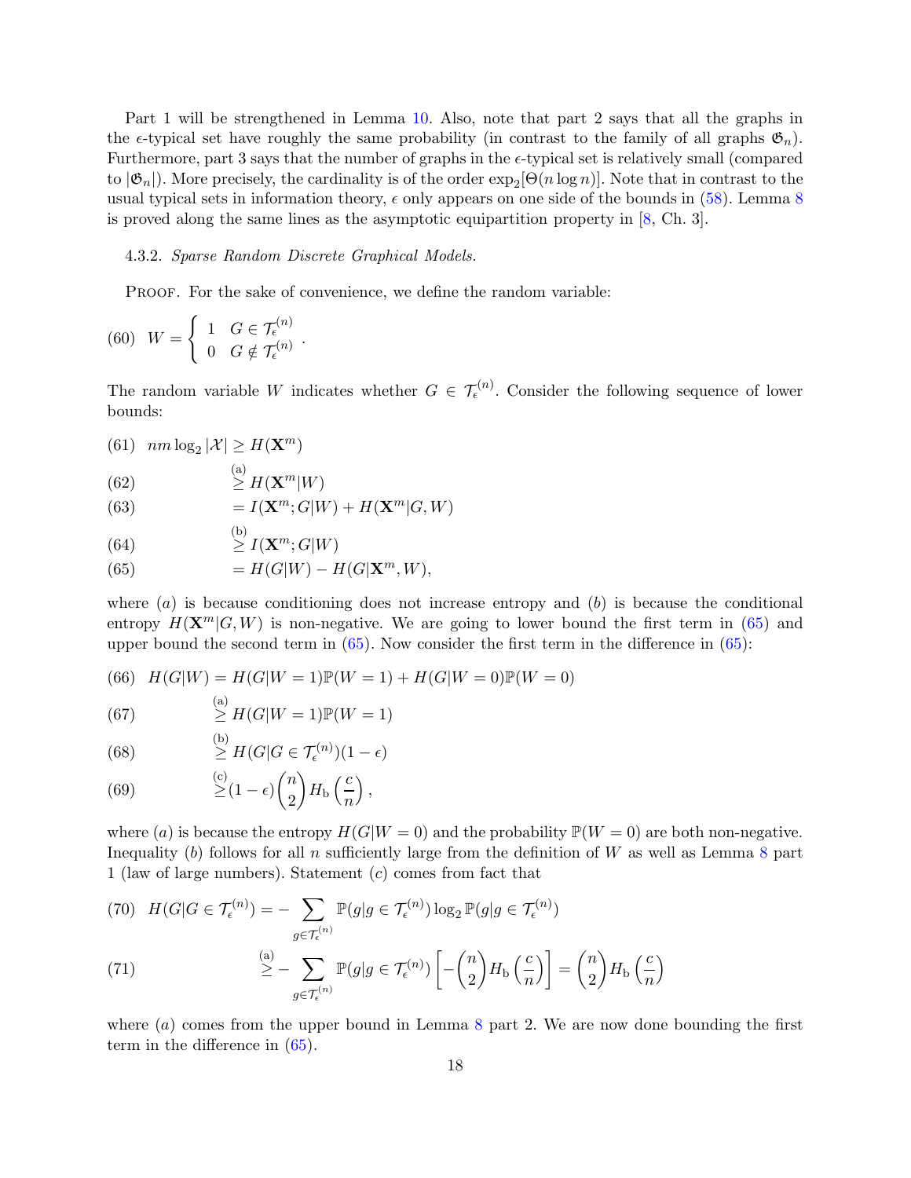Part 1 will be strengthened in Lemma 10. Also, note that part 2 says that all the graphs in the $\epsilon$-typical set have roughly the same probability (in contrast to the family of all graphs $\mathfrak{G}_n$). Furthermore, part 3 says that the number of graphs in the $\epsilon$-typical set is relatively small (compared to $|\mathfrak{G}_n|$). More precisely, the cardinality is of the order $\exp_2[\Theta(n \log n)]$. Note that in contrast to the usual typical sets in information theory, $\epsilon$ only appears on one side of the bounds in (58). Lemma 8 is proved along the same lines as the asymptotic equipartition property in [8, Ch. 3].

4.3.2. *Sparse Random Discrete Graphical Models.*

Proof. For the sake of convenience, we define the random variable:

$$W = \begin{cases} 1 & G \in \mathcal{T}_\epsilon^{(n)} \\ 0 & G \notin \mathcal{T}_\epsilon^{(n)} \end{cases}. \tag{60}$$

The random variable $W$ indicates whether $G \in \mathcal{T}_\epsilon^{(n)}$. Consider the following sequence of lower bounds:

$$nm \log_2 |\mathcal{X}| \geq H(\mathbf{X}^m) \tag{61}$$

$$\stackrel{\text{(a)}}{\geq} H(\mathbf{X}^m|W) \tag{62}$$

$$= I(\mathbf{X}^m; G|W) + H(\mathbf{X}^m|G, W) \tag{63}$$

$$\stackrel{\text{(b)}}{\geq} I(\mathbf{X}^m; G|W) \tag{64}$$

$$= H(G|W) - H(G|\mathbf{X}^m, W), \tag{65}$$

where $(a)$ is because conditioning does not increase entropy and $(b)$ is because the conditional entropy $H(\mathbf{X}^m|G, W)$ is non-negative. We are going to lower bound the first term in (65) and upper bound the second term in (65). Now consider the first term in the difference in (65):

$$H(G|W) = H(G|W=1)\mathbb{P}(W=1) + H(G|W=0)\mathbb{P}(W=0) \tag{66}$$

$$\stackrel{\text{(a)}}{\geq} H(G|W=1)\mathbb{P}(W=1) \tag{67}$$

$$\stackrel{\text{(b)}}{\geq} H(G|G \in \mathcal{T}_\epsilon^{(n)})(1-\epsilon) \tag{68}$$

$$\stackrel{\text{(c)}}{\geq} (1-\epsilon)\binom{n}{2} H_{\mathrm{b}}\left(\frac{c}{n}\right), \tag{69}$$

where $(a)$ is because the entropy $H(G|W=0)$ and the probability $\mathbb{P}(W=0)$ are both non-negative. Inequality $(b)$ follows for all $n$ sufficiently large from the definition of $W$ as well as Lemma 8 part 1 (law of large numbers). Statement $(c)$ comes from fact that

$$H(G|G \in \mathcal{T}_\epsilon^{(n)}) = -\sum_{g \in \mathcal{T}_\epsilon^{(n)}} \mathbb{P}(g|g \in \mathcal{T}_\epsilon^{(n)}) \log_2 \mathbb{P}(g|g \in \mathcal{T}_\epsilon^{(n)}) \tag{70}$$

$$\stackrel{\text{(a)}}{\geq} -\sum_{g \in \mathcal{T}_\epsilon^{(n)}} \mathbb{P}(g|g \in \mathcal{T}_\epsilon^{(n)}) \left[-\binom{n}{2} H_{\mathrm{b}}\left(\frac{c}{n}\right)\right] = \binom{n}{2} H_{\mathrm{b}}\left(\frac{c}{n}\right) \tag{71}$$

where $(a)$ comes from the upper bound in Lemma 8 part 2. We are now done bounding the first term in the difference in (65).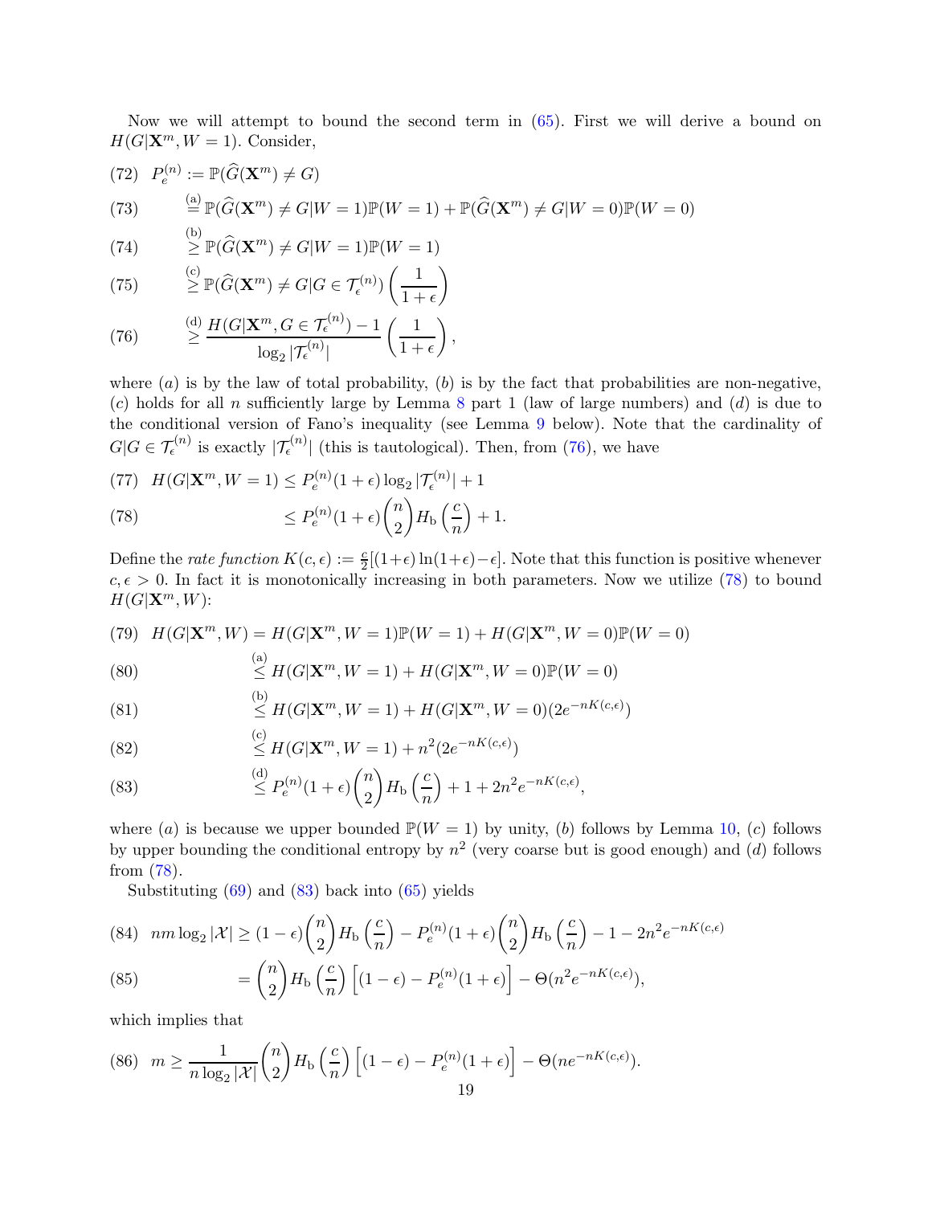Now we will attempt to bound the second term in (65). First we will derive a bound on $H(G|\mathbf{X}^m, W=1)$. Consider,

$$
\begin{aligned}
(72) \quad P_e^{(n)} &:= \mathbb{P}(\widehat{G}(\mathbf{X}^m) \neq G) \\
(73) \quad &\stackrel{\text{(a)}}{=} \mathbb{P}(\widehat{G}(\mathbf{X}^m) \neq G | W=1)\mathbb{P}(W=1) + \mathbb{P}(\widehat{G}(\mathbf{X}^m) \neq G | W=0)\mathbb{P}(W=0) \\
(74) \quad &\stackrel{\text{(b)}}{\geq} \mathbb{P}(\widehat{G}(\mathbf{X}^m) \neq G | W=1)\mathbb{P}(W=1) \\
(75) \quad &\stackrel{\text{(c)}}{\geq} \mathbb{P}(\widehat{G}(\mathbf{X}^m) \neq G | G \in \mathcal{T}_\epsilon^{(n)}) \left(\frac{1}{1+\epsilon}\right) \\
(76) \quad &\stackrel{\text{(d)}}{\geq} \frac{H(G|\mathbf{X}^m, G \in \mathcal{T}_\epsilon^{(n)}) - 1}{\log_2 |\mathcal{T}_\epsilon^{(n)}|} \left(\frac{1}{1+\epsilon}\right),
\end{aligned}
$$

where $(a)$ is by the law of total probability, $(b)$ is by the fact that probabilities are non-negative, $(c)$ holds for all $n$ sufficiently large by Lemma 8 part 1 (law of large numbers) and $(d)$ is due to the conditional version of Fano's inequality (see Lemma 9 below). Note that the cardinality of $G|G \in \mathcal{T}_\epsilon^{(n)}$ is exactly $|\mathcal{T}_\epsilon^{(n)}|$ (this is tautological). Then, from (76), we have

$$
\begin{aligned}
(77) \quad H(G|\mathbf{X}^m, W=1) &\leq P_e^{(n)}(1+\epsilon)\log_2 |\mathcal{T}_\epsilon^{(n)}| + 1 \\
(78) \quad &\leq P_e^{(n)}(1+\epsilon)\binom{n}{2} H_{\mathrm{b}}\left(\frac{c}{n}\right) + 1.
\end{aligned}
$$

Define the *rate function* $K(c,\epsilon) := \frac{c}{2}[(1+\epsilon)\ln(1+\epsilon) - \epsilon]$. Note that this function is positive whenever $c, \epsilon > 0$. In fact it is monotonically increasing in both parameters. Now we utilize (78) to bound $H(G|\mathbf{X}^m, W)$:

$$
\begin{aligned}
(79) \quad H(G|\mathbf{X}^m, W) &= H(G|\mathbf{X}^m, W=1)\mathbb{P}(W=1) + H(G|\mathbf{X}^m, W=0)\mathbb{P}(W=0) \\
(80) \quad &\stackrel{\text{(a)}}{\leq} H(G|\mathbf{X}^m, W=1) + H(G|\mathbf{X}^m, W=0)\mathbb{P}(W=0) \\
(81) \quad &\stackrel{\text{(b)}}{\leq} H(G|\mathbf{X}^m, W=1) + H(G|\mathbf{X}^m, W=0)(2e^{-nK(c,\epsilon)}) \\
(82) \quad &\stackrel{\text{(c)}}{\leq} H(G|\mathbf{X}^m, W=1) + n^2(2e^{-nK(c,\epsilon)}) \\
(83) \quad &\stackrel{\text{(d)}}{\leq} P_e^{(n)}(1+\epsilon)\binom{n}{2} H_{\mathrm{b}}\left(\frac{c}{n}\right) + 1 + 2n^2 e^{-nK(c,\epsilon)},
\end{aligned}
$$

where $(a)$ is because we upper bounded $\mathbb{P}(W=1)$ by unity, $(b)$ follows by Lemma 10, $(c)$ follows by upper bounding the conditional entropy by $n^2$ (very coarse but is good enough) and $(d)$ follows from (78).

Substituting (69) and (83) back into (65) yields

$$
\begin{aligned}
(84) \quad nm\log_2|\mathcal{X}| &\geq (1-\epsilon)\binom{n}{2} H_{\mathrm{b}}\left(\frac{c}{n}\right) - P_e^{(n)}(1+\epsilon)\binom{n}{2} H_{\mathrm{b}}\left(\frac{c}{n}\right) - 1 - 2n^2 e^{-nK(c,\epsilon)} \\
(85) \quad &= \binom{n}{2} H_{\mathrm{b}}\left(\frac{c}{n}\right)\left[(1-\epsilon) - P_e^{(n)}(1+\epsilon)\right] - \Theta(n^2 e^{-nK(c,\epsilon)}),
\end{aligned}
$$

which implies that

$$
(86) \quad m \geq \frac{1}{n\log_2|\mathcal{X}|}\binom{n}{2} H_{\mathrm{b}}\left(\frac{c}{n}\right)\left[(1-\epsilon) - P_e^{(n)}(1+\epsilon)\right] - \Theta(n e^{-nK(c,\epsilon)}).
$$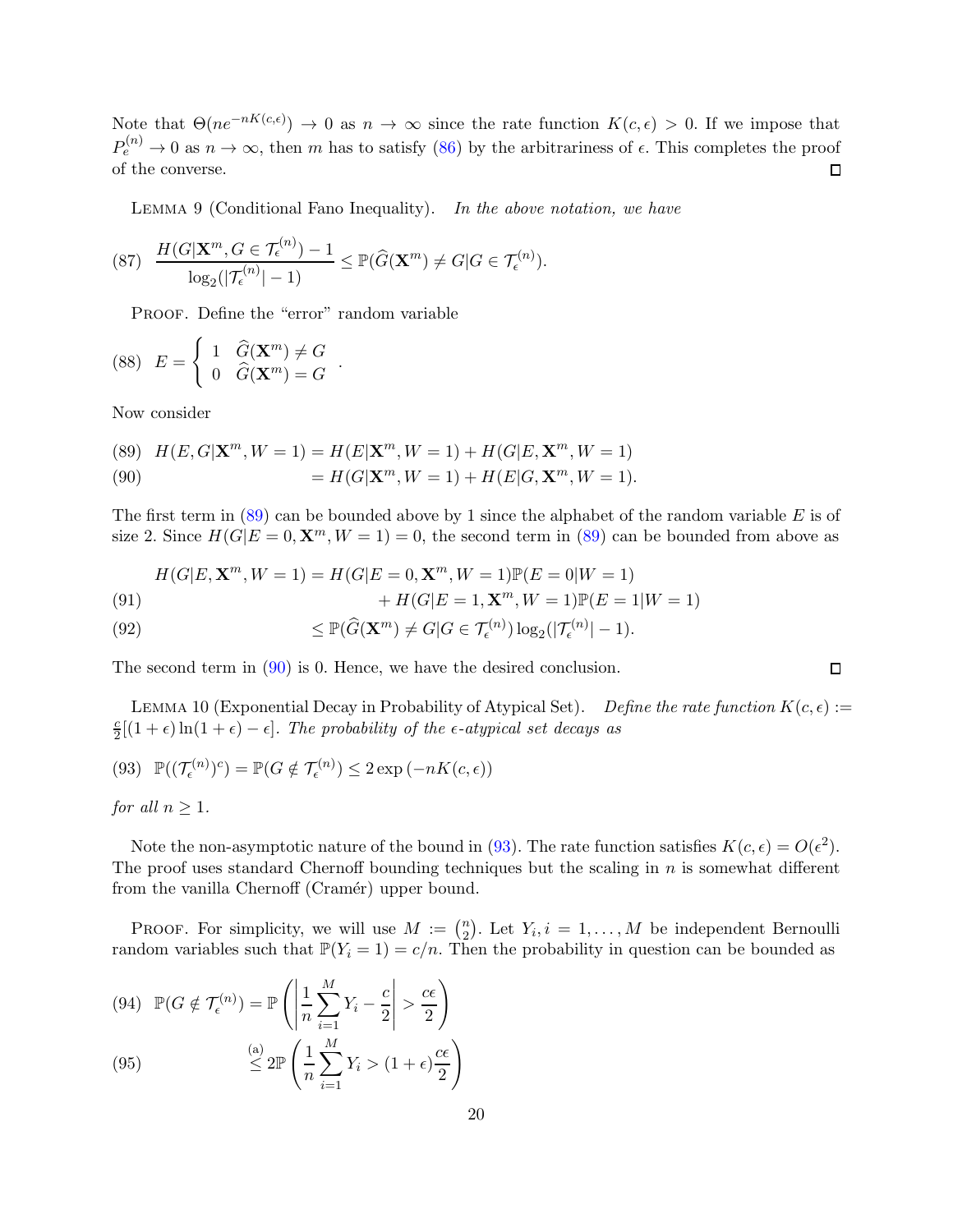Note that $\Theta(ne^{-nK(c,\epsilon)}) \to 0$ as $n \to \infty$ since the rate function $K(c,\epsilon) > 0$. If we impose that $P_e^{(n)} \to 0$ as $n \to \infty$, then $m$ has to satisfy (86) by the arbitrariness of $\epsilon$. This completes the proof of the converse. ☐

Lemma 9 (Conditional Fano Inequality). *In the above notation, we have*

$$\frac{H(G|\mathbf{X}^m, G \in \mathcal{T}_\epsilon^{(n)}) - 1}{\log_2(|\mathcal{T}_\epsilon^{(n)}| - 1)} \le \mathbb{P}(\widehat{G}(\mathbf{X}^m) \neq G | G \in \mathcal{T}_\epsilon^{(n)}). \tag{87}$$

Proof. Define the "error" random variable

$$E = \begin{cases} 1 & \widehat{G}(\mathbf{X}^m) \neq G \\ 0 & \widehat{G}(\mathbf{X}^m) = G \end{cases}. \tag{88}$$

Now consider

$$H(E, G|\mathbf{X}^m, W = 1) = H(E|\mathbf{X}^m, W = 1) + H(G|E, \mathbf{X}^m, W = 1) \tag{89}$$

$$= H(G|\mathbf{X}^m, W = 1) + H(E|G, \mathbf{X}^m, W = 1). \tag{90}$$

The first term in (89) can be bounded above by 1 since the alphabet of the random variable $E$ is of size 2. Since $H(G|E = 0, \mathbf{X}^m, W = 1) = 0$, the second term in (89) can be bounded from above as

$$H(G|E, \mathbf{X}^m, W = 1) = H(G|E = 0, \mathbf{X}^m, W = 1)\mathbb{P}(E = 0|W = 1)$$
$$+ H(G|E = 1, \mathbf{X}^m, W = 1)\mathbb{P}(E = 1|W = 1) \tag{91}$$

$$\le \mathbb{P}(\widehat{G}(\mathbf{X}^m) \neq G | G \in \mathcal{T}_\epsilon^{(n)}) \log_2(|\mathcal{T}_\epsilon^{(n)}| - 1). \tag{92}$$

The second term in (90) is 0. Hence, we have the desired conclusion. ☐

Lemma 10 (Exponential Decay in Probability of Atypical Set). *Define the rate function* $K(c,\epsilon) := \frac{c}{2}[(1+\epsilon)\ln(1+\epsilon) - \epsilon]$. *The probability of the $\epsilon$-atypical set decays as*

$$\mathbb{P}((\mathcal{T}_\epsilon^{(n)})^c) = \mathbb{P}(G \notin \mathcal{T}_\epsilon^{(n)}) \le 2\exp\left(-nK(c,\epsilon)\right) \tag{93}$$

*for all* $n \ge 1$.

Note the non-asymptotic nature of the bound in (93). The rate function satisfies $K(c,\epsilon) = O(\epsilon^2)$. The proof uses standard Chernoff bounding techniques but the scaling in $n$ is somewhat different from the vanilla Chernoff (Cramér) upper bound.

Proof. For simplicity, we will use $M := \binom{n}{2}$. Let $Y_i, i = 1, \ldots, M$ be independent Bernoulli random variables such that $\mathbb{P}(Y_i = 1) = c/n$. Then the probability in question can be bounded as

$$\mathbb{P}(G \notin \mathcal{T}_\epsilon^{(n)}) = \mathbb{P}\left(\left|\frac{1}{n}\sum_{i=1}^{M} Y_i - \frac{c}{2}\right| > \frac{c\epsilon}{2}\right) \tag{94}$$

$$\overset{\text{(a)}}{\le} 2\mathbb{P}\left(\frac{1}{n}\sum_{i=1}^{M} Y_i > (1+\epsilon)\frac{c\epsilon}{2}\right) \tag{95}$$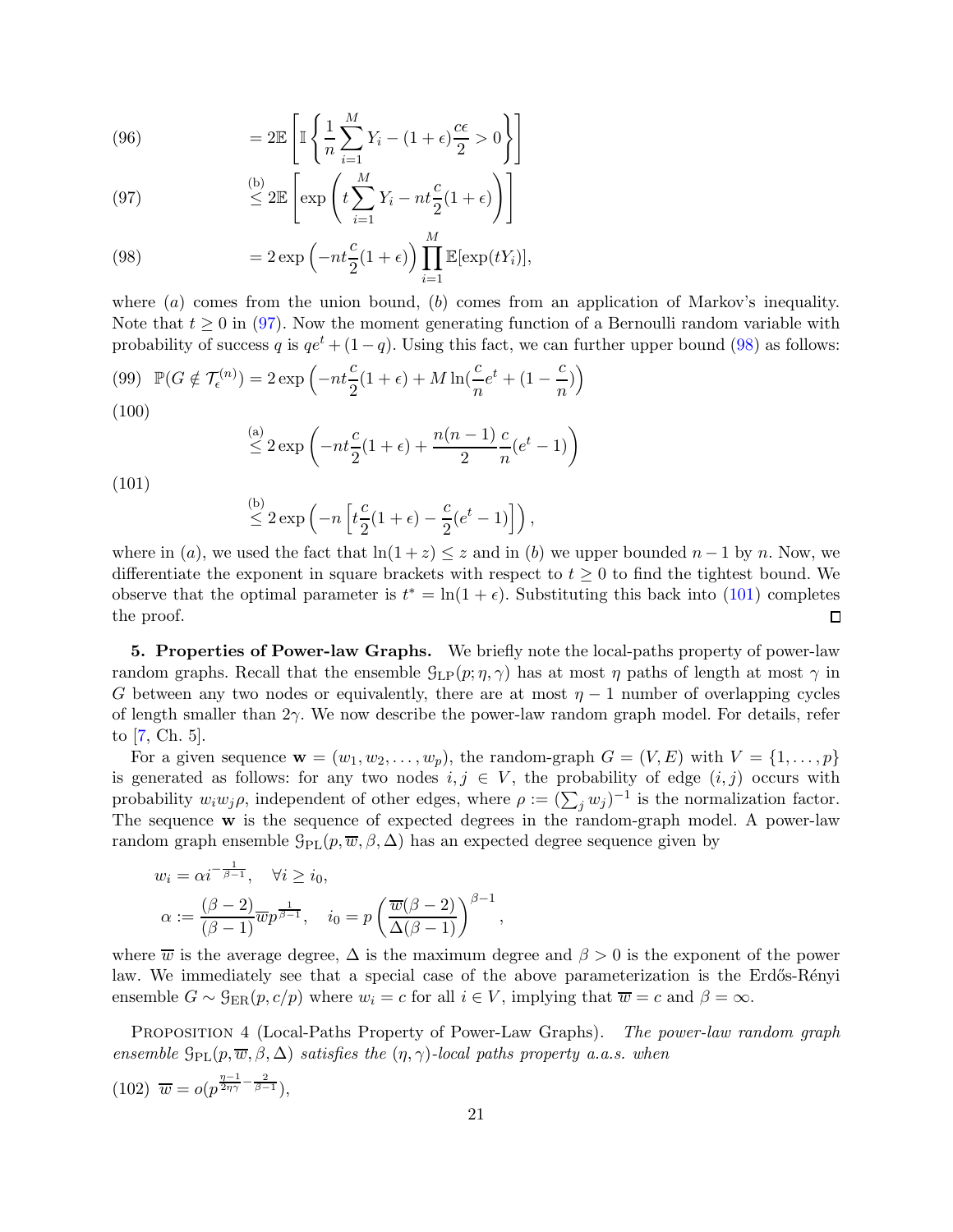$$= 2\mathbb{E}\left[\mathbb{I}\left\{\frac{1}{n}\sum_{i=1}^{M} Y_i - (1+\epsilon)\frac{c\epsilon}{2} > 0\right\}\right] \tag{96}$$

$$\overset{(b)}{\leq} 2\mathbb{E}\left[\exp\left(t\sum_{i=1}^{M} Y_i - nt\frac{c}{2}(1+\epsilon)\right)\right] \tag{97}$$

$$= 2\exp\left(-nt\frac{c}{2}(1+\epsilon)\right)\prod_{i=1}^{M}\mathbb{E}[\exp(tY_i)], \tag{98}$$

where $(a)$ comes from the union bound, $(b)$ comes from an application of Markov's inequality. Note that $t \geq 0$ in (97). Now the moment generating function of a Bernoulli random variable with probability of success $q$ is $qe^t + (1-q)$. Using this fact, we can further upper bound (98) as follows:

$$\mathbb{P}(G \notin \mathcal{T}_\epsilon^{(n)}) = 2\exp\left(-nt\frac{c}{2}(1+\epsilon) + M\ln(\frac{c}{n}e^t + (1-\frac{c}{n})\right) \tag{99}$$

$$\overset{(a)}{\leq} 2\exp\left(-nt\frac{c}{2}(1+\epsilon) + \frac{n(n-1)}{2}\frac{c}{n}(e^t - 1)\right) \tag{100}$$

$$\overset{(b)}{\leq} 2\exp\left(-n\left[t\frac{c}{2}(1+\epsilon) - \frac{c}{2}(e^t-1)\right]\right), \tag{101}$$

where in $(a)$, we used the fact that $\ln(1+z) \leq z$ and in $(b)$ we upper bounded $n-1$ by $n$. Now, we differentiate the exponent in square brackets with respect to $t \geq 0$ to find the tightest bound. We observe that the optimal parameter is $t^* = \ln(1+\epsilon)$. Substituting this back into (101) completes the proof. ◻

**5. Properties of Power-law Graphs.** We briefly note the local-paths property of power-law random graphs. Recall that the ensemble $\mathcal{G}_{\mathrm{LP}}(p;\eta,\gamma)$ has at most $\eta$ paths of length at most $\gamma$ in $G$ between any two nodes or equivalently, there are at most $\eta - 1$ number of overlapping cycles of length smaller than $2\gamma$. We now describe the power-law random graph model. For details, refer to [7, Ch. 5].

For a given sequence $\mathbf{w} = (w_1, w_2, \ldots, w_p)$, the random-graph $G = (V, E)$ with $V = \{1, \ldots, p\}$ is generated as follows: for any two nodes $i, j \in V$, the probability of edge $(i, j)$ occurs with probability $w_i w_j \rho$, independent of other edges, where $\rho := (\sum_j w_j)^{-1}$ is the normalization factor. The sequence $\mathbf{w}$ is the sequence of expected degrees in the random-graph model. A power-law random graph ensemble $\mathcal{G}_{\mathrm{PL}}(p, \overline{w}, \beta, \Delta)$ has an expected degree sequence given by

$$w_i = \alpha i^{-\frac{1}{\beta-1}}, \quad \forall i \geq i_0,$$
$$\alpha := \frac{(\beta-2)}{(\beta-1)}\overline{w}p^{\frac{1}{\beta-1}}, \quad i_0 = p\left(\frac{\overline{w}(\beta-2)}{\Delta(\beta-1)}\right)^{\beta-1},$$

where $\overline{w}$ is the average degree, $\Delta$ is the maximum degree and $\beta > 0$ is the exponent of the power law. We immediately see that a special case of the above parameterization is the Erdős-Rényi ensemble $G \sim \mathcal{G}_{\mathrm{ER}}(p, c/p)$ where $w_i = c$ for all $i \in V$, implying that $\overline{w} = c$ and $\beta = \infty$.

Proposition 4 (Local-Paths Property of Power-Law Graphs). *The power-law random graph ensemble $\mathcal{G}_{\mathrm{PL}}(p, \overline{w}, \beta, \Delta)$ satisfies the $(\eta, \gamma)$-local paths property a.a.s. when*

$$\overline{w} = o(p^{\frac{\eta-1}{2\eta\gamma} - \frac{2}{\beta-1}}), \tag{102}$$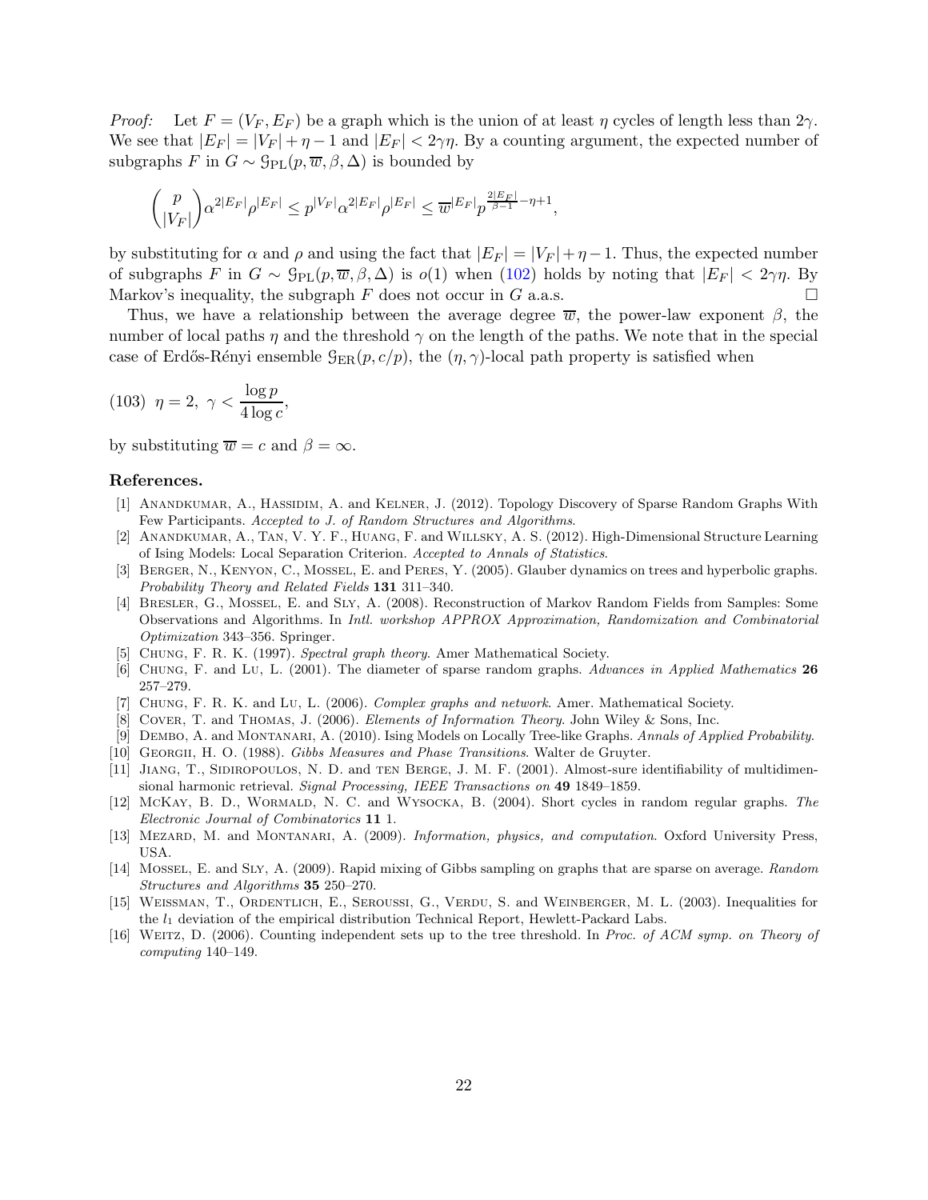*Proof:* Let $F = (V_F, E_F)$ be a graph which is the union of at least $\eta$ cycles of length less than $2\gamma$. We see that $|E_F| = |V_F| + \eta - 1$ and $|E_F| < 2\gamma\eta$. By a counting argument, the expected number of subgraphs $F$ in $G \sim \mathcal{G}_{\rm PL}(p, \overline{w}, \beta, \Delta)$ is bounded by

$$\binom{p}{|V_F|}\alpha^{2|E_F|}\rho^{|E_F|} \leq p^{|V_F|}\alpha^{2|E_F|}\rho^{|E_F|} \leq \overline{w}^{|E_F|}p^{\frac{2|E_F|}{\beta-1}-\eta+1},$$

by substituting for $\alpha$ and $\rho$ and using the fact that $|E_F| = |V_F| + \eta - 1$. Thus, the expected number of subgraphs $F$ in $G \sim \mathcal{G}_{\rm PL}(p, \overline{w}, \beta, \Delta)$ is $o(1)$ when (102) holds by noting that $|E_F| < 2\gamma\eta$. By Markov's inequality, the subgraph $F$ does not occur in $G$ a.a.s. $\square$

Thus, we have a relationship between the average degree $\overline{w}$, the power-law exponent $\beta$, the number of local paths $\eta$ and the threshold $\gamma$ on the length of the paths. We note that in the special case of Erdős-Rényi ensemble $\mathcal{G}_{\rm ER}(p, c/p)$, the $(\eta, \gamma)$-local path property is satisfied when

$$\text{(103)} \quad \eta = 2, \ \gamma < \frac{\log p}{4 \log c},$$

by substituting $\overline{w} = c$ and $\beta = \infty$.

**References.**

[1] Anandkumar, A., Hassidim, A. and Kelner, J. (2012). Topology Discovery of Sparse Random Graphs With Few Participants. *Accepted to J. of Random Structures and Algorithms*.

[2] Anandkumar, A., Tan, V. Y. F., Huang, F. and Willsky, A. S. (2012). High-Dimensional Structure Learning of Ising Models: Local Separation Criterion. *Accepted to Annals of Statistics*.

[3] Berger, N., Kenyon, C., Mossel, E. and Peres, Y. (2005). Glauber dynamics on trees and hyperbolic graphs. *Probability Theory and Related Fields* **131** 311–340.

[4] Bresler, G., Mossel, E. and Sly, A. (2008). Reconstruction of Markov Random Fields from Samples: Some Observations and Algorithms. In *Intl. workshop APPROX Approximation, Randomization and Combinatorial Optimization* 343–356. Springer.

[5] Chung, F. R. K. (1997). *Spectral graph theory*. Amer Mathematical Society.

[6] Chung, F. and Lu, L. (2001). The diameter of sparse random graphs. *Advances in Applied Mathematics* **26** 257–279.

[7] Chung, F. R. K. and Lu, L. (2006). *Complex graphs and network*. Amer. Mathematical Society.

[8] Cover, T. and Thomas, J. (2006). *Elements of Information Theory*. John Wiley & Sons, Inc.

[9] Dembo, A. and Montanari, A. (2010). Ising Models on Locally Tree-like Graphs. *Annals of Applied Probability*.

[10] Georgii, H. O. (1988). *Gibbs Measures and Phase Transitions*. Walter de Gruyter.

[11] Jiang, T., Sidiropoulos, N. D. and ten Berge, J. M. F. (2001). Almost-sure identifiability of multidimensional harmonic retrieval. *Signal Processing, IEEE Transactions on* **49** 1849–1859.

[12] McKay, B. D., Wormald, N. C. and Wysocka, B. (2004). Short cycles in random regular graphs. *The Electronic Journal of Combinatorics* **11** 1.

[13] Mezard, M. and Montanari, A. (2009). *Information, physics, and computation*. Oxford University Press, USA.

[14] Mossel, E. and Sly, A. (2009). Rapid mixing of Gibbs sampling on graphs that are sparse on average. *Random Structures and Algorithms* **35** 250–270.

[15] Weissman, T., Ordentlich, E., Seroussi, G., Verdu, S. and Weinberger, M. L. (2003). Inequalities for the $l_1$ deviation of the empirical distribution Technical Report, Hewlett-Packard Labs.

[16] Weitz, D. (2006). Counting independent sets up to the tree threshold. In *Proc. of ACM symp. on Theory of computing* 140–149.